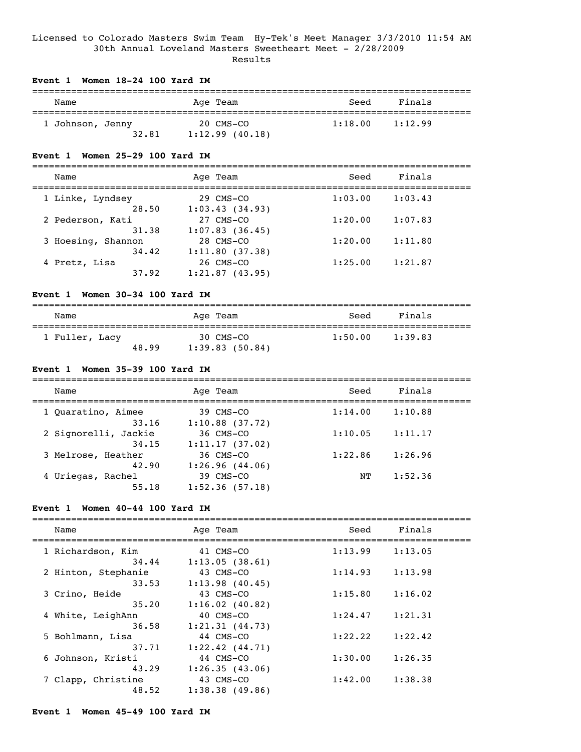Licensed to Colorado Masters Swim Team Hy-Tek's Meet Manager 3/3/2010 11:54 AM

30th Annual Loveland Masters Sweetheart Meet - 2/28/2009

Results

### Event 1 Women 18-24 100 Yard IM

| | Name | Age | Team | Seed | Finals |
|---|---|---|---|---|---|
| 1 | Johnson, Jenny | 20 | CMS-CO | 1:18.00 | 1:12.99 |
| | 32.81 | 1:12.99 (40.18) | | | |

### Event 1 Women 25-29 100 Yard IM

| | Name | Age | Team | Seed | Finals |
|---|---|---|---|---|---|
| 1 | Linke, Lyndsey | 29 | CMS-CO | 1:03.00 | 1:03.43 |
| | 28.50 | 1:03.43 (34.93) | | | |
| 2 | Pederson, Kati | 27 | CMS-CO | 1:20.00 | 1:07.83 |
| | 31.38 | 1:07.83 (36.45) | | | |
| 3 | Hoesing, Shannon | 28 | CMS-CO | 1:20.00 | 1:11.80 |
| | 34.42 | 1:11.80 (37.38) | | | |
| 4 | Pretz, Lisa | 26 | CMS-CO | 1:25.00 | 1:21.87 |
| | 37.92 | 1:21.87 (43.95) | | | |

### Event 1 Women 30-34 100 Yard IM

| | Name | Age | Team | Seed | Finals |
|---|---|---|---|---|---|
| 1 | Fuller, Lacy | 30 | CMS-CO | 1:50.00 | 1:39.83 |
| | 48.99 | 1:39.83 (50.84) | | | |

### Event 1 Women 35-39 100 Yard IM

| | Name | Age | Team | Seed | Finals |
|---|---|---|---|---|---|
| 1 | Quaratino, Aimee | 39 | CMS-CO | 1:14.00 | 1:10.88 |
| | 33.16 | 1:10.88 (37.72) | | | |
| 2 | Signorelli, Jackie | 36 | CMS-CO | 1:10.05 | 1:11.17 |
| | 34.15 | 1:11.17 (37.02) | | | |
| 3 | Melrose, Heather | 36 | CMS-CO | 1:22.86 | 1:26.96 |
| | 42.90 | 1:26.96 (44.06) | | | |
| 4 | Uriegas, Rachel | 39 | CMS-CO | NT | 1:52.36 |
| | 55.18 | 1:52.36 (57.18) | | | |

### Event 1 Women 40-44 100 Yard IM

| | Name | Age | Team | Seed | Finals |
|---|---|---|---|---|---|
| 1 | Richardson, Kim | 41 | CMS-CO | 1:13.99 | 1:13.05 |
| | 34.44 | 1:13.05 (38.61) | | | |
| 2 | Hinton, Stephanie | 43 | CMS-CO | 1:14.93 | 1:13.98 |
| | 33.53 | 1:13.98 (40.45) | | | |
| 3 | Crino, Heide | 43 | CMS-CO | 1:15.80 | 1:16.02 |
| | 35.20 | 1:16.02 (40.82) | | | |
| 4 | White, LeighAnn | 40 | CMS-CO | 1:24.47 | 1:21.31 |
| | 36.58 | 1:21.31 (44.73) | | | |
| 5 | Bohlmann, Lisa | 44 | CMS-CO | 1:22.22 | 1:22.42 |
| | 37.71 | 1:22.42 (44.71) | | | |
| 6 | Johnson, Kristi | 44 | CMS-CO | 1:30.00 | 1:26.35 |
| | 43.29 | 1:26.35 (43.06) | | | |
| 7 | Clapp, Christine | 43 | CMS-CO | 1:42.00 | 1:38.38 |
| | 48.52 | 1:38.38 (49.86) | | | |

### Event 1 Women 45-49 100 Yard IM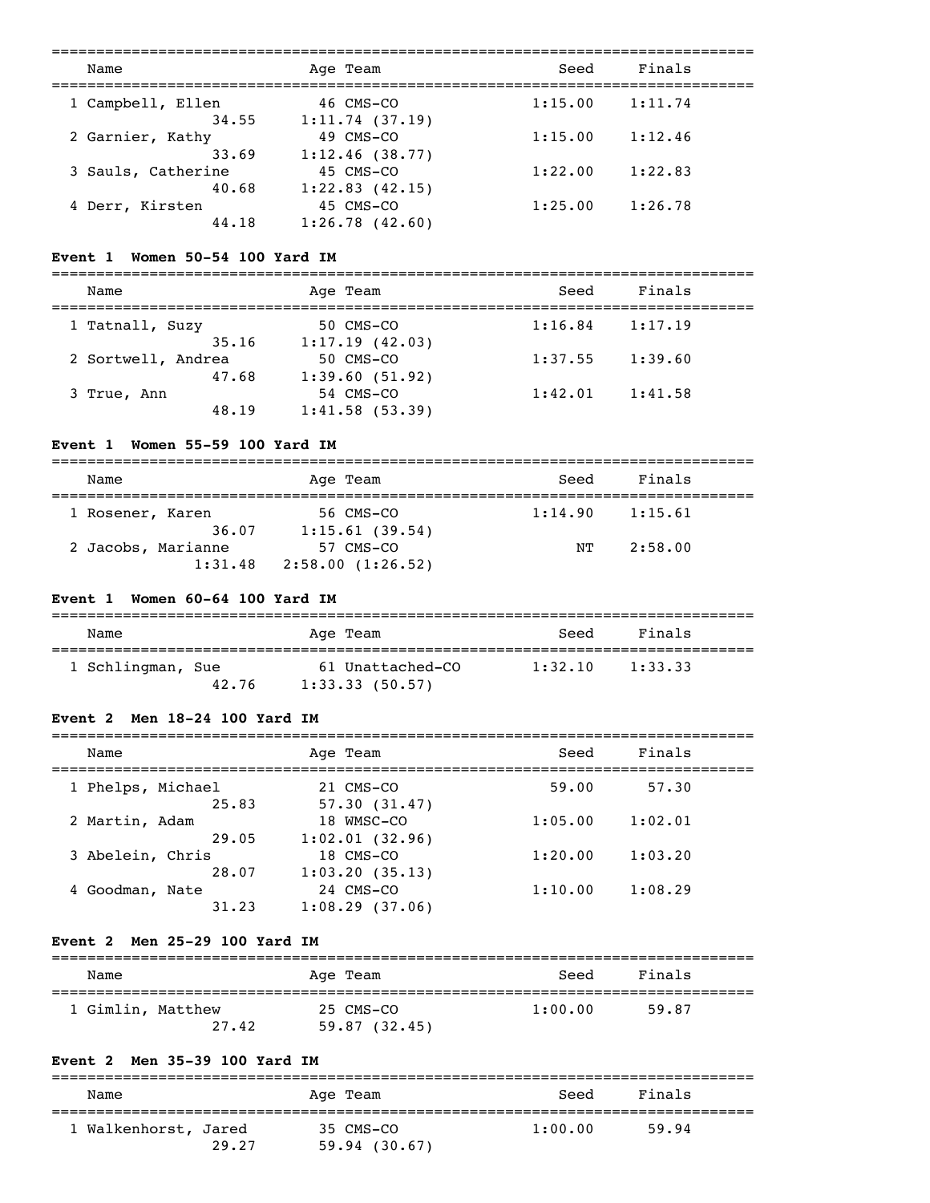| Name | Age | Team | Seed | Finals |
|---|---|---|---|---|
| 1 Campbell, Ellen | 46 | CMS-CO | 1:15.00 | 1:11.74 |
| 34.55 | 1:11.74 (37.19) | | | |
| 2 Garnier, Kathy | 49 | CMS-CO | 1:15.00 | 1:12.46 |
| 33.69 | 1:12.46 (38.77) | | | |
| 3 Sauls, Catherine | 45 | CMS-CO | 1:22.00 | 1:22.83 |
| 40.68 | 1:22.83 (42.15) | | | |
| 4 Derr, Kirsten | 45 | CMS-CO | 1:25.00 | 1:26.78 |
| 44.18 | 1:26.78 (42.60) | | | |

**Event 1 Women 50-54 100 Yard IM**

| Name | Age | Team | Seed | Finals |
|---|---|---|---|---|
| 1 Tatnall, Suzy | 50 | CMS-CO | 1:16.84 | 1:17.19 |
| 35.16 | 1:17.19 (42.03) | | | |
| 2 Sortwell, Andrea | 50 | CMS-CO | 1:37.55 | 1:39.60 |
| 47.68 | 1:39.60 (51.92) | | | |
| 3 True, Ann | 54 | CMS-CO | 1:42.01 | 1:41.58 |
| 48.19 | 1:41.58 (53.39) | | | |

**Event 1 Women 55-59 100 Yard IM**

| Name | Age | Team | Seed | Finals |
|---|---|---|---|---|
| 1 Rosener, Karen | 56 | CMS-CO | 1:14.90 | 1:15.61 |
| 36.07 | 1:15.61 (39.54) | | | |
| 2 Jacobs, Marianne | 57 | CMS-CO | NT | 2:58.00 |
| 1:31.48 | 2:58.00 (1:26.52) | | | |

**Event 1 Women 60-64 100 Yard IM**

| Name | Age | Team | Seed | Finals |
|---|---|---|---|---|
| 1 Schlingman, Sue | 61 | Unattached-CO | 1:32.10 | 1:33.33 |
| 42.76 | 1:33.33 (50.57) | | | |

**Event 2 Men 18-24 100 Yard IM**

| Name | Age | Team | Seed | Finals |
|---|---|---|---|---|
| 1 Phelps, Michael | 21 | CMS-CO | 59.00 | 57.30 |
| 25.83 | 57.30 (31.47) | | | |
| 2 Martin, Adam | 18 | WMSC-CO | 1:05.00 | 1:02.01 |
| 29.05 | 1:02.01 (32.96) | | | |
| 3 Abelein, Chris | 18 | CMS-CO | 1:20.00 | 1:03.20 |
| 28.07 | 1:03.20 (35.13) | | | |
| 4 Goodman, Nate | 24 | CMS-CO | 1:10.00 | 1:08.29 |
| 31.23 | 1:08.29 (37.06) | | | |

**Event 2 Men 25-29 100 Yard IM**

| Name | Age | Team | Seed | Finals |
|---|---|---|---|---|
| 1 Gimlin, Matthew | 25 | CMS-CO | 1:00.00 | 59.87 |
| 27.42 | 59.87 (32.45) | | | |

**Event 2 Men 35-39 100 Yard IM**

| Name | Age | Team | Seed | Finals |
|---|---|---|---|---|
| 1 Walkenhorst, Jared | 35 | CMS-CO | 1:00.00 | 59.94 |
| 29.27 | 59.94 (30.67) | | | |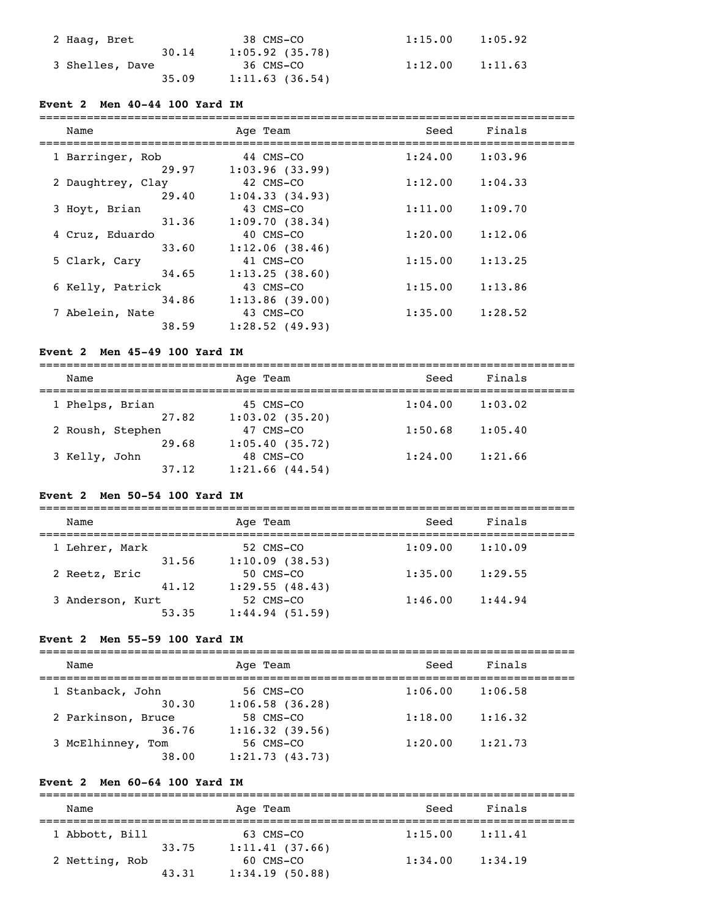| Name | Age | Team | Seed | Finals |
|---|---|---|---|---|
| 2 Haag, Bret | 38 | CMS-CO | 1:15.00 | 1:05.92 |
| 30.14 | 1:05.92 (35.78) | | | |
| 3 Shelles, Dave | 36 | CMS-CO | 1:12.00 | 1:11.63 |
| 35.09 | 1:11.63 (36.54) | | | |

**Event 2 Men 40-44 100 Yard IM**

| Name | Age | Team | Seed | Finals |
|---|---|---|---|---|
| 1 Barringer, Rob | 44 | CMS-CO | 1:24.00 | 1:03.96 |
| 29.97 | 1:03.96 (33.99) | | | |
| 2 Daughtrey, Clay | 42 | CMS-CO | 1:12.00 | 1:04.33 |
| 29.40 | 1:04.33 (34.93) | | | |
| 3 Hoyt, Brian | 43 | CMS-CO | 1:11.00 | 1:09.70 |
| 31.36 | 1:09.70 (38.34) | | | |
| 4 Cruz, Eduardo | 40 | CMS-CO | 1:20.00 | 1:12.06 |
| 33.60 | 1:12.06 (38.46) | | | |
| 5 Clark, Cary | 41 | CMS-CO | 1:15.00 | 1:13.25 |
| 34.65 | 1:13.25 (38.60) | | | |
| 6 Kelly, Patrick | 43 | CMS-CO | 1:15.00 | 1:13.86 |
| 34.86 | 1:13.86 (39.00) | | | |
| 7 Abelein, Nate | 43 | CMS-CO | 1:35.00 | 1:28.52 |
| 38.59 | 1:28.52 (49.93) | | | |

**Event 2 Men 45-49 100 Yard IM**

| Name | Age | Team | Seed | Finals |
|---|---|---|---|---|
| 1 Phelps, Brian | 45 | CMS-CO | 1:04.00 | 1:03.02 |
| 27.82 | 1:03.02 (35.20) | | | |
| 2 Roush, Stephen | 47 | CMS-CO | 1:50.68 | 1:05.40 |
| 29.68 | 1:05.40 (35.72) | | | |
| 3 Kelly, John | 48 | CMS-CO | 1:24.00 | 1:21.66 |
| 37.12 | 1:21.66 (44.54) | | | |

**Event 2 Men 50-54 100 Yard IM**

| Name | Age | Team | Seed | Finals |
|---|---|---|---|---|
| 1 Lehrer, Mark | 52 | CMS-CO | 1:09.00 | 1:10.09 |
| 31.56 | 1:10.09 (38.53) | | | |
| 2 Reetz, Eric | 50 | CMS-CO | 1:35.00 | 1:29.55 |
| 41.12 | 1:29.55 (48.43) | | | |
| 3 Anderson, Kurt | 52 | CMS-CO | 1:46.00 | 1:44.94 |
| 53.35 | 1:44.94 (51.59) | | | |

**Event 2 Men 55-59 100 Yard IM**

| Name | Age | Team | Seed | Finals |
|---|---|---|---|---|
| 1 Stanback, John | 56 | CMS-CO | 1:06.00 | 1:06.58 |
| 30.30 | 1:06.58 (36.28) | | | |
| 2 Parkinson, Bruce | 58 | CMS-CO | 1:18.00 | 1:16.32 |
| 36.76 | 1:16.32 (39.56) | | | |
| 3 McElhinney, Tom | 56 | CMS-CO | 1:20.00 | 1:21.73 |
| 38.00 | 1:21.73 (43.73) | | | |

**Event 2 Men 60-64 100 Yard IM**

| Name | Age | Team | Seed | Finals |
|---|---|---|---|---|
| 1 Abbott, Bill | 63 | CMS-CO | 1:15.00 | 1:11.41 |
| 33.75 | 1:11.41 (37.66) | | | |
| 2 Netting, Rob | 60 | CMS-CO | 1:34.00 | 1:34.19 |
| 43.31 | 1:34.19 (50.88) | | | |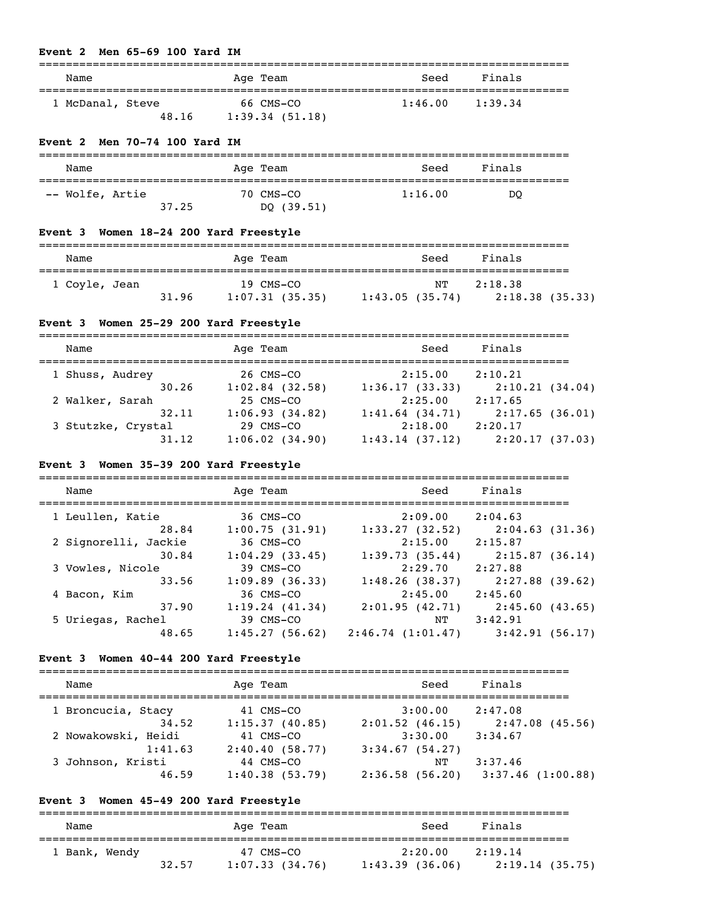### Event 2 Men 65-69 100 Yard IM

| Name | Age | Team | Seed | Finals |
|---|---|---|---|---|
| 1 McDanal, Steve | 66 | CMS-CO | 1:46.00 | 1:39.34 |
| 48.16 | 1:39.34 (51.18) | | | |

### Event 2 Men 70-74 100 Yard IM

| Name | Age | Team | Seed | Finals |
|---|---|---|---|---|
| -- Wolfe, Artie | 70 | CMS-CO | 1:16.00 | DQ |
| 37.25 | DQ (39.51) | | | |

### Event 3 Women 18-24 200 Yard Freestyle

| Name | Age | Team | Seed | Finals |
|---|---|---|---|---|
| 1 Coyle, Jean | 19 | CMS-CO | NT | 2:18.38 |
| 31.96 | 1:07.31 (35.35) | 1:43.05 (35.74) | 2:18.38 (35.33) | |

### Event 3 Women 25-29 200 Yard Freestyle

| Name | Age | Team | Seed | Finals |
|---|---|---|---|---|
| 1 Shuss, Audrey | 26 | CMS-CO | 2:15.00 | 2:10.21 |
| 30.26 | 1:02.84 (32.58) | 1:36.17 (33.33) | 2:10.21 (34.04) | |
| 2 Walker, Sarah | 25 | CMS-CO | 2:25.00 | 2:17.65 |
| 32.11 | 1:06.93 (34.82) | 1:41.64 (34.71) | 2:17.65 (36.01) | |
| 3 Stutzke, Crystal | 29 | CMS-CO | 2:18.00 | 2:20.17 |
| 31.12 | 1:06.02 (34.90) | 1:43.14 (37.12) | 2:20.17 (37.03) | |

### Event 3 Women 35-39 200 Yard Freestyle

| Name | Age | Team | Seed | Finals |
|---|---|---|---|---|
| 1 Leullen, Katie | 36 | CMS-CO | 2:09.00 | 2:04.63 |
| 28.84 | 1:00.75 (31.91) | 1:33.27 (32.52) | 2:04.63 (31.36) | |
| 2 Signorelli, Jackie | 36 | CMS-CO | 2:15.00 | 2:15.87 |
| 30.84 | 1:04.29 (33.45) | 1:39.73 (35.44) | 2:15.87 (36.14) | |
| 3 Vowles, Nicole | 39 | CMS-CO | 2:29.70 | 2:27.88 |
| 33.56 | 1:09.89 (36.33) | 1:48.26 (38.37) | 2:27.88 (39.62) | |
| 4 Bacon, Kim | 36 | CMS-CO | 2:45.00 | 2:45.60 |
| 37.90 | 1:19.24 (41.34) | 2:01.95 (42.71) | 2:45.60 (43.65) | |
| 5 Uriegas, Rachel | 39 | CMS-CO | NT | 3:42.91 |
| 48.65 | 1:45.27 (56.62) | 2:46.74 (1:01.47) | 3:42.91 (56.17) | |

### Event 3 Women 40-44 200 Yard Freestyle

| Name | Age | Team | Seed | Finals |
|---|---|---|---|---|
| 1 Broncucia, Stacy | 41 | CMS-CO | 3:00.00 | 2:47.08 |
| 34.52 | 1:15.37 (40.85) | 2:01.52 (46.15) | 2:47.08 (45.56) | |
| 2 Nowakowski, Heidi | 41 | CMS-CO | 3:30.00 | 3:34.67 |
| 1:41.63 | 2:40.40 (58.77) | 3:34.67 (54.27) | | |
| 3 Johnson, Kristi | 44 | CMS-CO | NT | 3:37.46 |
| 46.59 | 1:40.38 (53.79) | 2:36.58 (56.20) | 3:37.46 (1:00.88) | |

### Event 3 Women 45-49 200 Yard Freestyle

| Name | Age | Team | Seed | Finals |
|---|---|---|---|---|
| 1 Bank, Wendy | 47 | CMS-CO | 2:20.00 | 2:19.14 |
| 32.57 | 1:07.33 (34.76) | 1:43.39 (36.06) | 2:19.14 (35.75) | |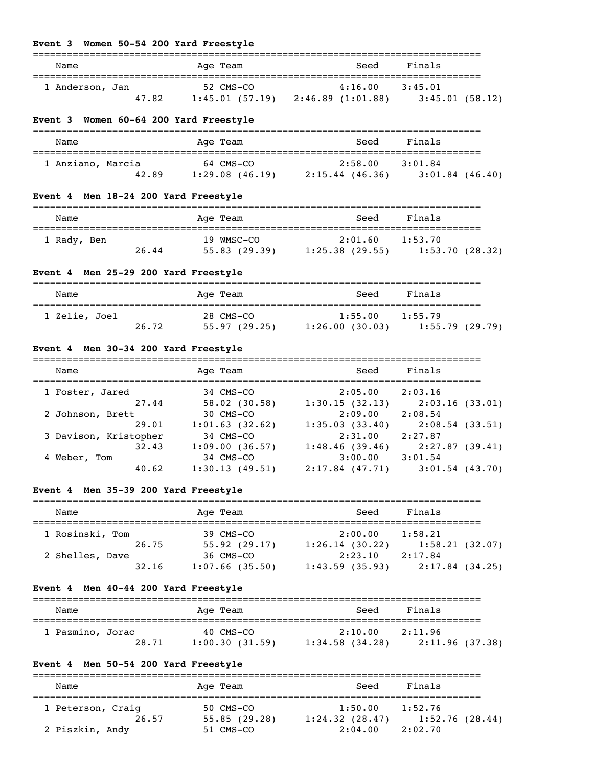### Event 3 Women 50-54 200 Yard Freestyle

| Name | Age | Team | Seed | Finals |
|---|---|---|---|---|
| 1 Anderson, Jan | 52 | CMS-CO | 4:16.00 | 3:45.01 |
| 47.82 | 1:45.01 (57.19) | 2:46.89 (1:01.88) | 3:45.01 (58.12) | |

### Event 3 Women 60-64 200 Yard Freestyle

| Name | Age | Team | Seed | Finals |
|---|---|---|---|---|
| 1 Anziano, Marcia | 64 | CMS-CO | 2:58.00 | 3:01.84 |
| 42.89 | 1:29.08 (46.19) | 2:15.44 (46.36) | 3:01.84 (46.40) | |

### Event 4 Men 18-24 200 Yard Freestyle

| Name | Age | Team | Seed | Finals |
|---|---|---|---|---|
| 1 Rady, Ben | 19 | WMSC-CO | 2:01.60 | 1:53.70 |
| 26.44 | 55.83 (29.39) | 1:25.38 (29.55) | 1:53.70 (28.32) | |

### Event 4 Men 25-29 200 Yard Freestyle

| Name | Age | Team | Seed | Finals |
|---|---|---|---|---|
| 1 Zelie, Joel | 28 | CMS-CO | 1:55.00 | 1:55.79 |
| 26.72 | 55.97 (29.25) | 1:26.00 (30.03) | 1:55.79 (29.79) | |

### Event 4 Men 30-34 200 Yard Freestyle

| Name | Age | Team | Seed | Finals |
|---|---|---|---|---|
| 1 Foster, Jared | 34 | CMS-CO | 2:05.00 | 2:03.16 |
| 27.44 | 58.02 (30.58) | 1:30.15 (32.13) | 2:03.16 (33.01) | |
| 2 Johnson, Brett | 30 | CMS-CO | 2:09.00 | 2:08.54 |
| 29.01 | 1:01.63 (32.62) | 1:35.03 (33.40) | 2:08.54 (33.51) | |
| 3 Davison, Kristopher | 34 | CMS-CO | 2:31.00 | 2:27.87 |
| 32.43 | 1:09.00 (36.57) | 1:48.46 (39.46) | 2:27.87 (39.41) | |
| 4 Weber, Tom | 34 | CMS-CO | 3:00.00 | 3:01.54 |
| 40.62 | 1:30.13 (49.51) | 2:17.84 (47.71) | 3:01.54 (43.70) | |

### Event 4 Men 35-39 200 Yard Freestyle

| Name | Age | Team | Seed | Finals |
|---|---|---|---|---|
| 1 Rosinski, Tom | 39 | CMS-CO | 2:00.00 | 1:58.21 |
| 26.75 | 55.92 (29.17) | 1:26.14 (30.22) | 1:58.21 (32.07) | |
| 2 Shelles, Dave | 36 | CMS-CO | 2:23.10 | 2:17.84 |
| 32.16 | 1:07.66 (35.50) | 1:43.59 (35.93) | 2:17.84 (34.25) | |

### Event 4 Men 40-44 200 Yard Freestyle

| Name | Age | Team | Seed | Finals |
|---|---|---|---|---|
| 1 Pazmino, Jorac | 40 | CMS-CO | 2:10.00 | 2:11.96 |
| 28.71 | 1:00.30 (31.59) | 1:34.58 (34.28) | 2:11.96 (37.38) | |

### Event 4 Men 50-54 200 Yard Freestyle

| Name | Age | Team | Seed | Finals |
|---|---|---|---|---|
| 1 Peterson, Craig | 50 | CMS-CO | 1:50.00 | 1:52.76 |
| 26.57 | 55.85 (29.28) | 1:24.32 (28.47) | 1:52.76 (28.44) | |
| 2 Piszkin, Andy | 51 | CMS-CO | 2:04.00 | 2:02.70 |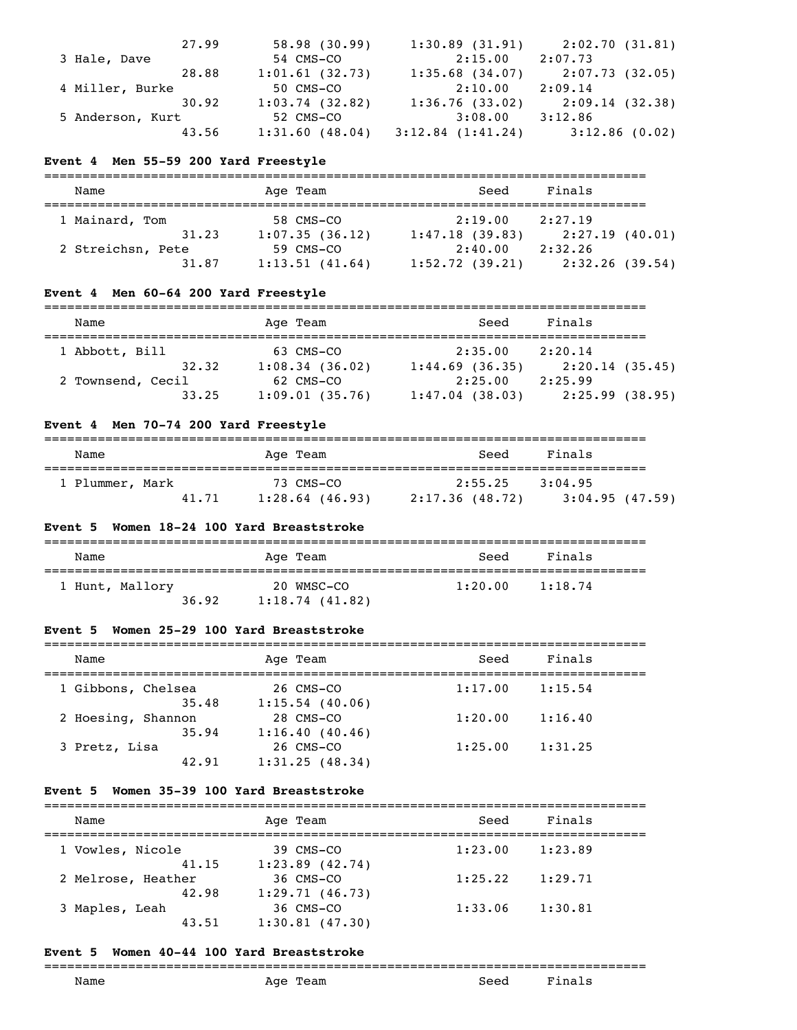```
                 27.99       58.98 (30.99)    1:30.89 (31.91)    2:02.70 (31.81)
  3 Hale, Dave                 54 CMS-CO               2:15.00     2:07.73
                 28.88     1:01.61 (32.73)    1:35.68 (34.07)    2:07.73 (32.05)
  4 Miller, Burke              50 CMS-CO               2:10.00     2:09.14
                 30.92     1:03.74 (32.82)    1:36.76 (33.02)    2:09.14 (32.38)
  5 Anderson, Kurt             52 CMS-CO               3:08.00     3:12.86
                 43.56     1:31.60 (48.04)  3:12.84 (1:41.24)      3:12.86 (0.02)
```

**Event 4 Men 55-59 200 Yard Freestyle**

```
===============================================================================
    Name                     Age Team                    Seed     Finals
===============================================================================
  1 Mainard, Tom               58 CMS-CO               2:19.00     2:27.19
                 31.23     1:07.35 (36.12)    1:47.18 (39.83)    2:27.19 (40.01)
  2 Streichsn, Pete            59 CMS-CO               2:40.00     2:32.26
                 31.87     1:13.51 (41.64)    1:52.72 (39.21)    2:32.26 (39.54)
```

**Event 4 Men 60-64 200 Yard Freestyle**

```
===============================================================================
    Name                     Age Team                    Seed     Finals
===============================================================================
  1 Abbott, Bill               63 CMS-CO               2:35.00     2:20.14
                 32.32     1:08.34 (36.02)    1:44.69 (36.35)    2:20.14 (35.45)
  2 Townsend, Cecil            62 CMS-CO               2:25.00     2:25.99
                 33.25     1:09.01 (35.76)    1:47.04 (38.03)    2:25.99 (38.95)
```

**Event 4 Men 70-74 200 Yard Freestyle**

```
===============================================================================
    Name                     Age Team                    Seed     Finals
===============================================================================
  1 Plummer, Mark              73 CMS-CO               2:55.25     3:04.95
                 41.71     1:28.64 (46.93)    2:17.36 (48.72)    3:04.95 (47.59)
```

**Event 5 Women 18-24 100 Yard Breaststroke**

```
===============================================================================
    Name                     Age Team                    Seed     Finals
===============================================================================
  1 Hunt, Mallory              20 WMSC-CO              1:20.00     1:18.74
                 36.92     1:18.74 (41.82)
```

**Event 5 Women 25-29 100 Yard Breaststroke**

```
===============================================================================
    Name                     Age Team                    Seed     Finals
===============================================================================
  1 Gibbons, Chelsea           26 CMS-CO               1:17.00     1:15.54
                 35.48     1:15.54 (40.06)
  2 Hoesing, Shannon           28 CMS-CO               1:20.00     1:16.40
                 35.94     1:16.40 (40.46)
  3 Pretz, Lisa                26 CMS-CO               1:25.00     1:31.25
                 42.91     1:31.25 (48.34)
```

**Event 5 Women 35-39 100 Yard Breaststroke**

```
===============================================================================
    Name                     Age Team                    Seed     Finals
===============================================================================
  1 Vowles, Nicole             39 CMS-CO               1:23.00     1:23.89
                 41.15     1:23.89 (42.74)
  2 Melrose, Heather           36 CMS-CO               1:25.22     1:29.71
                 42.98     1:29.71 (46.73)
  3 Maples, Leah               36 CMS-CO               1:33.06     1:30.81
                 43.51     1:30.81 (47.30)
```

**Event 5 Women 40-44 100 Yard Breaststroke**

```
===============================================================================
    Name                     Age Team                    Seed     Finals
```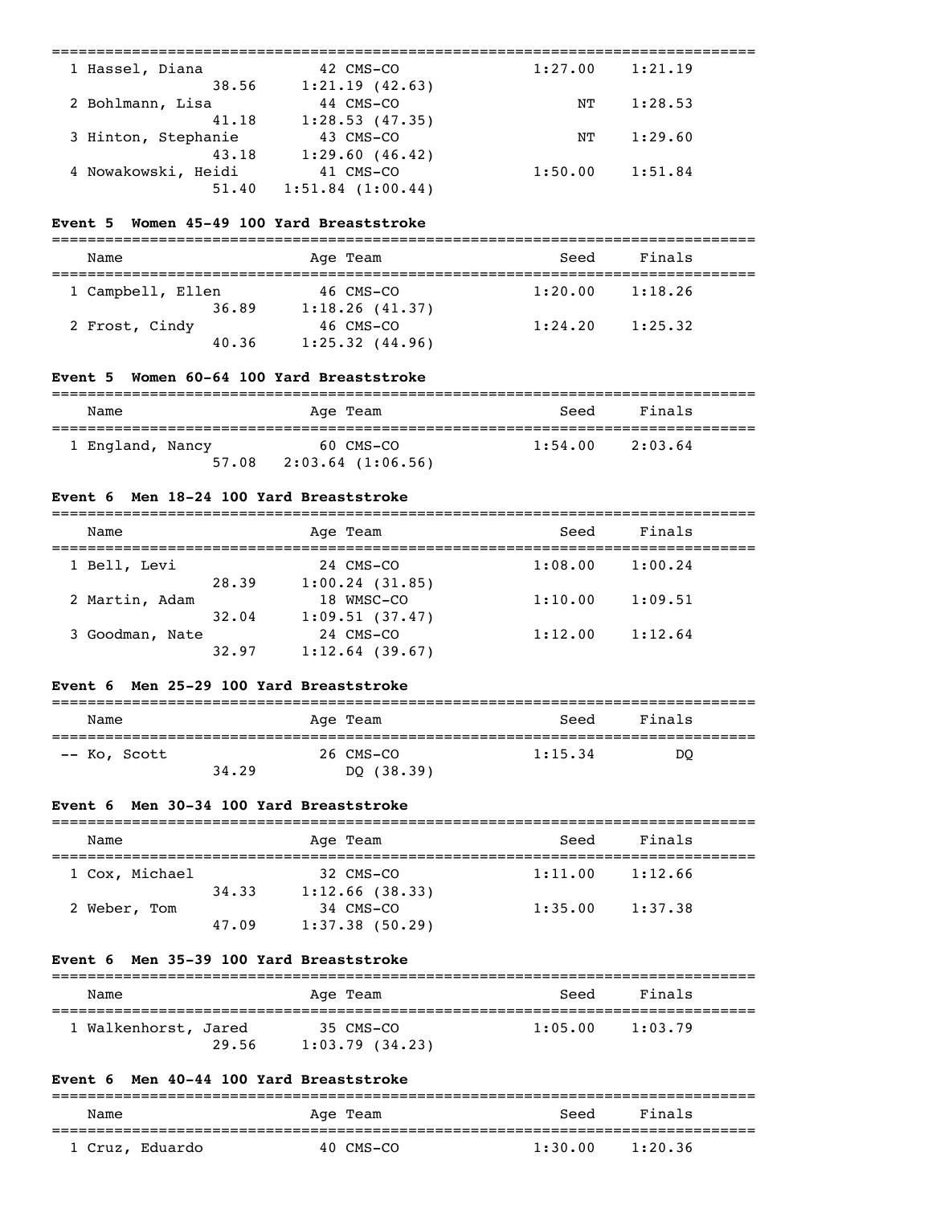| Name | Age | Team | Seed | Finals |
|---|---|---|---|---|
| 1 Hassel, Diana | 42 | CMS-CO | 1:27.00 | 1:21.19 |
| 38.56 | 1:21.19 (42.63) | | | |
| 2 Bohlmann, Lisa | 44 | CMS-CO | NT | 1:28.53 |
| 41.18 | 1:28.53 (47.35) | | | |
| 3 Hinton, Stephanie | 43 | CMS-CO | NT | 1:29.60 |
| 43.18 | 1:29.60 (46.42) | | | |
| 4 Nowakowski, Heidi | 41 | CMS-CO | 1:50.00 | 1:51.84 |
| 51.40 | 1:51.84 (1:00.44) | | | |

### Event 5 Women 45-49 100 Yard Breaststroke

| Name | Age | Team | Seed | Finals |
|---|---|---|---|---|
| 1 Campbell, Ellen | 46 | CMS-CO | 1:20.00 | 1:18.26 |
| 36.89 | 1:18.26 (41.37) | | | |
| 2 Frost, Cindy | 46 | CMS-CO | 1:24.20 | 1:25.32 |
| 40.36 | 1:25.32 (44.96) | | | |

### Event 5 Women 60-64 100 Yard Breaststroke

| Name | Age | Team | Seed | Finals |
|---|---|---|---|---|
| 1 England, Nancy | 60 | CMS-CO | 1:54.00 | 2:03.64 |
| 57.08 | 2:03.64 (1:06.56) | | | |

### Event 6 Men 18-24 100 Yard Breaststroke

| Name | Age | Team | Seed | Finals |
|---|---|---|---|---|
| 1 Bell, Levi | 24 | CMS-CO | 1:08.00 | 1:00.24 |
| 28.39 | 1:00.24 (31.85) | | | |
| 2 Martin, Adam | 18 | WMSC-CO | 1:10.00 | 1:09.51 |
| 32.04 | 1:09.51 (37.47) | | | |
| 3 Goodman, Nate | 24 | CMS-CO | 1:12.00 | 1:12.64 |
| 32.97 | 1:12.64 (39.67) | | | |

### Event 6 Men 25-29 100 Yard Breaststroke

| Name | Age | Team | Seed | Finals |
|---|---|---|---|---|
| -- Ko, Scott | 26 | CMS-CO | 1:15.34 | DQ |
| 34.29 | DQ (38.39) | | | |

### Event 6 Men 30-34 100 Yard Breaststroke

| Name | Age | Team | Seed | Finals |
|---|---|---|---|---|
| 1 Cox, Michael | 32 | CMS-CO | 1:11.00 | 1:12.66 |
| 34.33 | 1:12.66 (38.33) | | | |
| 2 Weber, Tom | 34 | CMS-CO | 1:35.00 | 1:37.38 |
| 47.09 | 1:37.38 (50.29) | | | |

### Event 6 Men 35-39 100 Yard Breaststroke

| Name | Age | Team | Seed | Finals |
|---|---|---|---|---|
| 1 Walkenhorst, Jared | 35 | CMS-CO | 1:05.00 | 1:03.79 |
| 29.56 | 1:03.79 (34.23) | | | |

### Event 6 Men 40-44 100 Yard Breaststroke

| Name | Age | Team | Seed | Finals |
|---|---|---|---|---|
| 1 Cruz, Eduardo | 40 | CMS-CO | 1:30.00 | 1:20.36 |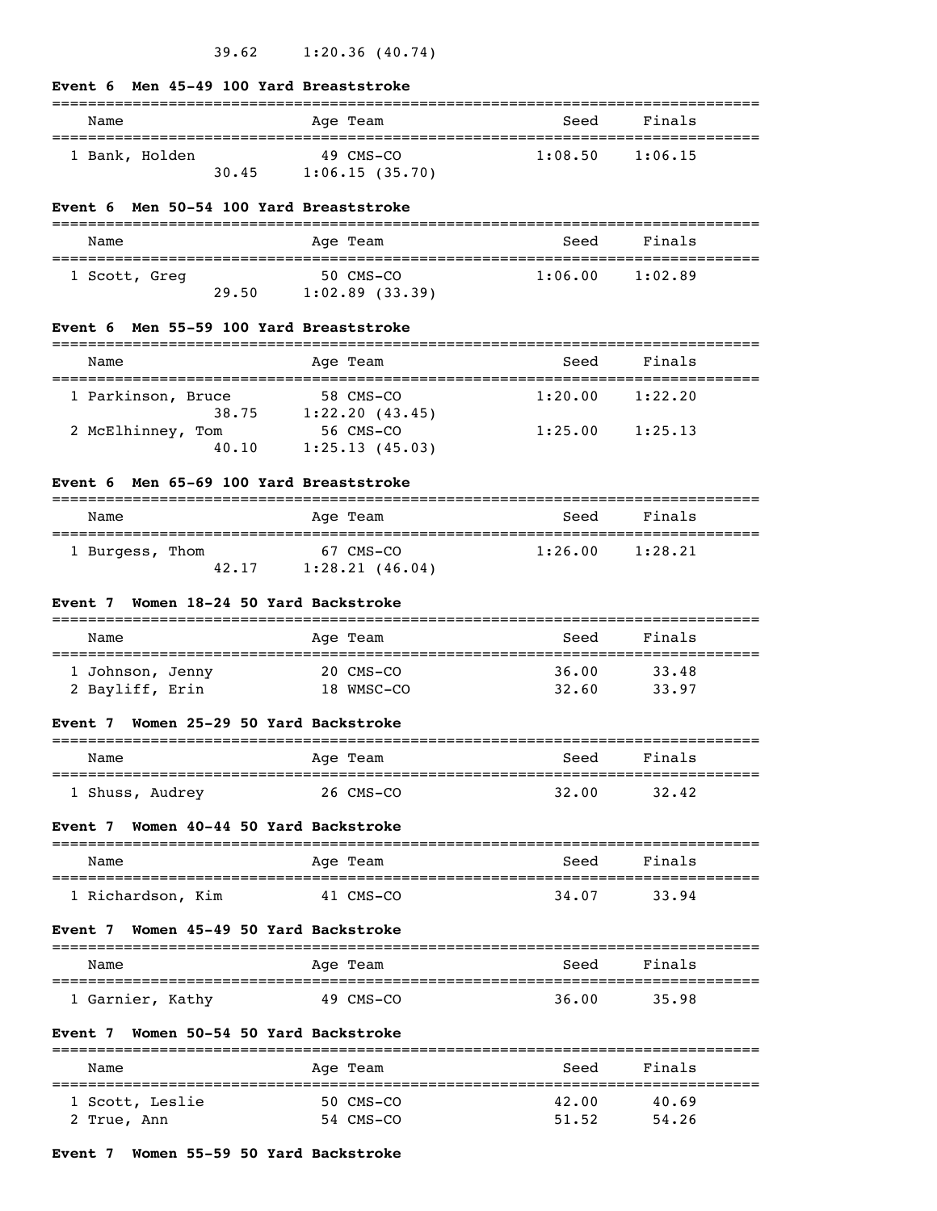39.62 1:20.36 (40.74)

### Event 6 Men 45-49 100 Yard Breaststroke

| Name | Age | Team | Seed | Finals |
|---|---|---|---|---|
| 1 Bank, Holden | 49 | CMS-CO | 1:08.50 | 1:06.15 |
| 30.45 | 1:06.15 (35.70) | | | |

### Event 6 Men 50-54 100 Yard Breaststroke

| Name | Age | Team | Seed | Finals |
|---|---|---|---|---|
| 1 Scott, Greg | 50 | CMS-CO | 1:06.00 | 1:02.89 |
| 29.50 | 1:02.89 (33.39) | | | |

### Event 6 Men 55-59 100 Yard Breaststroke

| Name | Age | Team | Seed | Finals |
|---|---|---|---|---|
| 1 Parkinson, Bruce | 58 | CMS-CO | 1:20.00 | 1:22.20 |
| 38.75 | 1:22.20 (43.45) | | | |
| 2 McElhinney, Tom | 56 | CMS-CO | 1:25.00 | 1:25.13 |
| 40.10 | 1:25.13 (45.03) | | | |

### Event 6 Men 65-69 100 Yard Breaststroke

| Name | Age | Team | Seed | Finals |
|---|---|---|---|---|
| 1 Burgess, Thom | 67 | CMS-CO | 1:26.00 | 1:28.21 |
| 42.17 | 1:28.21 (46.04) | | | |

### Event 7 Women 18-24 50 Yard Backstroke

| Name | Age | Team | Seed | Finals |
|---|---|---|---|---|
| 1 Johnson, Jenny | 20 | CMS-CO | 36.00 | 33.48 |
| 2 Bayliff, Erin | 18 | WMSC-CO | 32.60 | 33.97 |

### Event 7 Women 25-29 50 Yard Backstroke

| Name | Age | Team | Seed | Finals |
|---|---|---|---|---|
| 1 Shuss, Audrey | 26 | CMS-CO | 32.00 | 32.42 |

### Event 7 Women 40-44 50 Yard Backstroke

| Name | Age | Team | Seed | Finals |
|---|---|---|---|---|
| 1 Richardson, Kim | 41 | CMS-CO | 34.07 | 33.94 |

### Event 7 Women 45-49 50 Yard Backstroke

| Name | Age | Team | Seed | Finals |
|---|---|---|---|---|
| 1 Garnier, Kathy | 49 | CMS-CO | 36.00 | 35.98 |

### Event 7 Women 50-54 50 Yard Backstroke

| Name | Age | Team | Seed | Finals |
|---|---|---|---|---|
| 1 Scott, Leslie | 50 | CMS-CO | 42.00 | 40.69 |
| 2 True, Ann | 54 | CMS-CO | 51.52 | 54.26 |

### Event 7 Women 55-59 50 Yard Backstroke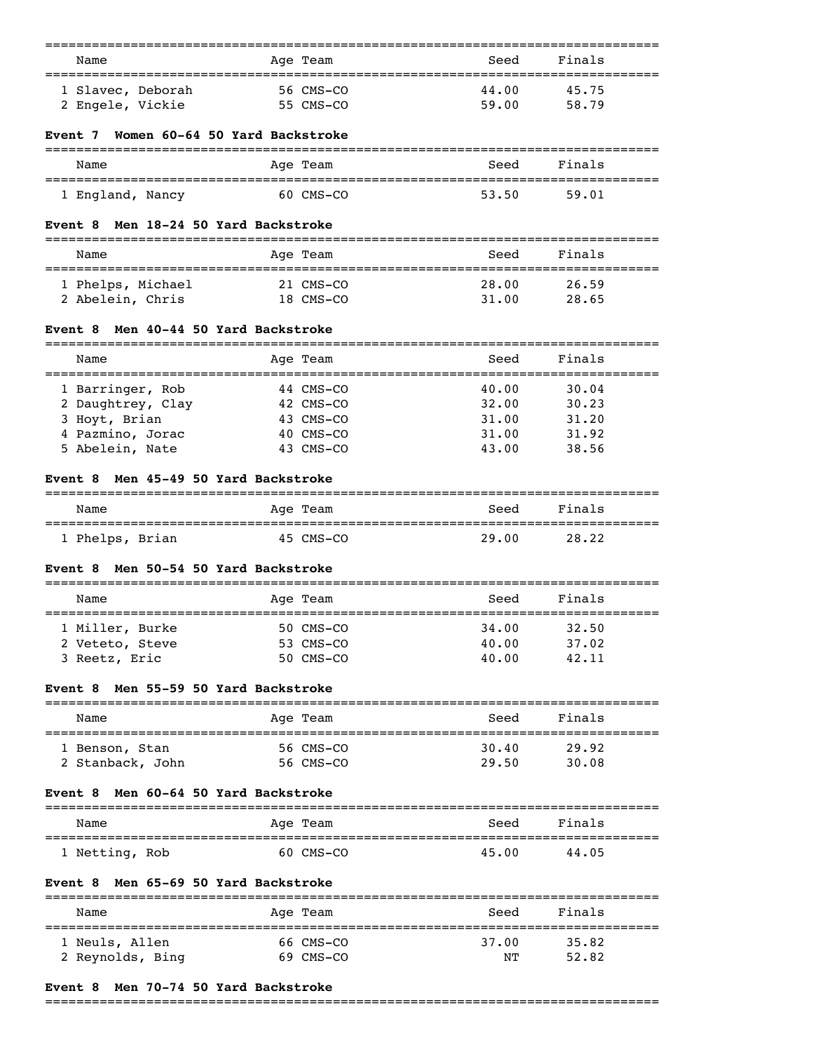| Name | Age | Team | Seed | Finals |
|---|---|---|---|---|
| 1 Slavec, Deborah | 56 | CMS-CO | 44.00 | 45.75 |
| 2 Engele, Vickie | 55 | CMS-CO | 59.00 | 58.79 |

**Event 7 Women 60-64 50 Yard Backstroke**

| Name | Age | Team | Seed | Finals |
|---|---|---|---|---|
| 1 England, Nancy | 60 | CMS-CO | 53.50 | 59.01 |

**Event 8 Men 18-24 50 Yard Backstroke**

| Name | Age | Team | Seed | Finals |
|---|---|---|---|---|
| 1 Phelps, Michael | 21 | CMS-CO | 28.00 | 26.59 |
| 2 Abelein, Chris | 18 | CMS-CO | 31.00 | 28.65 |

**Event 8 Men 40-44 50 Yard Backstroke**

| Name | Age | Team | Seed | Finals |
|---|---|---|---|---|
| 1 Barringer, Rob | 44 | CMS-CO | 40.00 | 30.04 |
| 2 Daughtrey, Clay | 42 | CMS-CO | 32.00 | 30.23 |
| 3 Hoyt, Brian | 43 | CMS-CO | 31.00 | 31.20 |
| 4 Pazmino, Jorac | 40 | CMS-CO | 31.00 | 31.92 |
| 5 Abelein, Nate | 43 | CMS-CO | 43.00 | 38.56 |

**Event 8 Men 45-49 50 Yard Backstroke**

| Name | Age | Team | Seed | Finals |
|---|---|---|---|---|
| 1 Phelps, Brian | 45 | CMS-CO | 29.00 | 28.22 |

**Event 8 Men 50-54 50 Yard Backstroke**

| Name | Age | Team | Seed | Finals |
|---|---|---|---|---|
| 1 Miller, Burke | 50 | CMS-CO | 34.00 | 32.50 |
| 2 Veteto, Steve | 53 | CMS-CO | 40.00 | 37.02 |
| 3 Reetz, Eric | 50 | CMS-CO | 40.00 | 42.11 |

**Event 8 Men 55-59 50 Yard Backstroke**

| Name | Age | Team | Seed | Finals |
|---|---|---|---|---|
| 1 Benson, Stan | 56 | CMS-CO | 30.40 | 29.92 |
| 2 Stanback, John | 56 | CMS-CO | 29.50 | 30.08 |

**Event 8 Men 60-64 50 Yard Backstroke**

| Name | Age | Team | Seed | Finals |
|---|---|---|---|---|
| 1 Netting, Rob | 60 | CMS-CO | 45.00 | 44.05 |

**Event 8 Men 65-69 50 Yard Backstroke**

| Name | Age | Team | Seed | Finals |
|---|---|---|---|---|
| 1 Neuls, Allen | 66 | CMS-CO | 37.00 | 35.82 |
| 2 Reynolds, Bing | 69 | CMS-CO | NT | 52.82 |

**Event 8 Men 70-74 50 Yard Backstroke**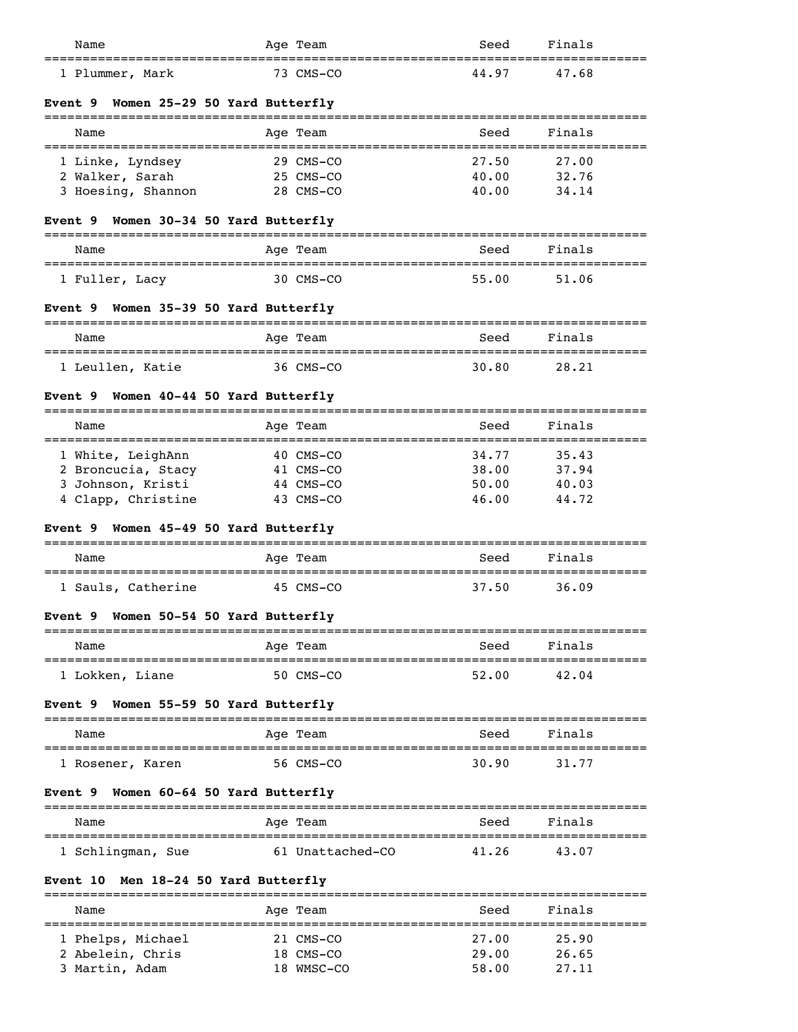| Name | Age | Team | Seed | Finals |
|---|---|---|---|---|
| 1 Plummer, Mark | 73 | CMS-CO | 44.97 | 47.68 |

### Event 9 Women 25-29 50 Yard Butterfly

| Name | Age | Team | Seed | Finals |
|---|---|---|---|---|
| 1 Linke, Lyndsey | 29 | CMS-CO | 27.50 | 27.00 |
| 2 Walker, Sarah | 25 | CMS-CO | 40.00 | 32.76 |
| 3 Hoesing, Shannon | 28 | CMS-CO | 40.00 | 34.14 |

### Event 9 Women 30-34 50 Yard Butterfly

| Name | Age | Team | Seed | Finals |
|---|---|---|---|---|
| 1 Fuller, Lacy | 30 | CMS-CO | 55.00 | 51.06 |

### Event 9 Women 35-39 50 Yard Butterfly

| Name | Age | Team | Seed | Finals |
|---|---|---|---|---|
| 1 Leullen, Katie | 36 | CMS-CO | 30.80 | 28.21 |

### Event 9 Women 40-44 50 Yard Butterfly

| Name | Age | Team | Seed | Finals |
|---|---|---|---|---|
| 1 White, LeighAnn | 40 | CMS-CO | 34.77 | 35.43 |
| 2 Broncucia, Stacy | 41 | CMS-CO | 38.00 | 37.94 |
| 3 Johnson, Kristi | 44 | CMS-CO | 50.00 | 40.03 |
| 4 Clapp, Christine | 43 | CMS-CO | 46.00 | 44.72 |

### Event 9 Women 45-49 50 Yard Butterfly

| Name | Age | Team | Seed | Finals |
|---|---|---|---|---|
| 1 Sauls, Catherine | 45 | CMS-CO | 37.50 | 36.09 |

### Event 9 Women 50-54 50 Yard Butterfly

| Name | Age | Team | Seed | Finals |
|---|---|---|---|---|
| 1 Lokken, Liane | 50 | CMS-CO | 52.00 | 42.04 |

### Event 9 Women 55-59 50 Yard Butterfly

| Name | Age | Team | Seed | Finals |
|---|---|---|---|---|
| 1 Rosener, Karen | 56 | CMS-CO | 30.90 | 31.77 |

### Event 9 Women 60-64 50 Yard Butterfly

| Name | Age | Team | Seed | Finals |
|---|---|---|---|---|
| 1 Schlingman, Sue | 61 | Unattached-CO | 41.26 | 43.07 |

### Event 10 Men 18-24 50 Yard Butterfly

| Name | Age | Team | Seed | Finals |
|---|---|---|---|---|
| 1 Phelps, Michael | 21 | CMS-CO | 27.00 | 25.90 |
| 2 Abelein, Chris | 18 | CMS-CO | 29.00 | 26.65 |
| 3 Martin, Adam | 18 | WMSC-CO | 58.00 | 27.11 |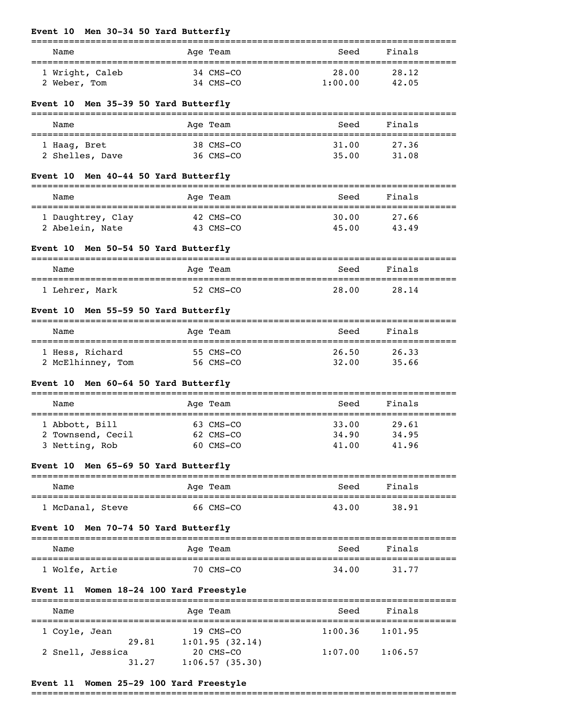### Event 10 Men 30-34 50 Yard Butterfly

| Name | Age | Team | Seed | Finals |
|---|---|---|---|---|
| 1 Wright, Caleb | 34 | CMS-CO | 28.00 | 28.12 |
| 2 Weber, Tom | 34 | CMS-CO | 1:00.00 | 42.05 |

### Event 10 Men 35-39 50 Yard Butterfly

| Name | Age | Team | Seed | Finals |
|---|---|---|---|---|
| 1 Haag, Bret | 38 | CMS-CO | 31.00 | 27.36 |
| 2 Shelles, Dave | 36 | CMS-CO | 35.00 | 31.08 |

### Event 10 Men 40-44 50 Yard Butterfly

| Name | Age | Team | Seed | Finals |
|---|---|---|---|---|
| 1 Daughtrey, Clay | 42 | CMS-CO | 30.00 | 27.66 |
| 2 Abelein, Nate | 43 | CMS-CO | 45.00 | 43.49 |

### Event 10 Men 50-54 50 Yard Butterfly

| Name | Age | Team | Seed | Finals |
|---|---|---|---|---|
| 1 Lehrer, Mark | 52 | CMS-CO | 28.00 | 28.14 |

### Event 10 Men 55-59 50 Yard Butterfly

| Name | Age | Team | Seed | Finals |
|---|---|---|---|---|
| 1 Hess, Richard | 55 | CMS-CO | 26.50 | 26.33 |
| 2 McElhinney, Tom | 56 | CMS-CO | 32.00 | 35.66 |

### Event 10 Men 60-64 50 Yard Butterfly

| Name | Age | Team | Seed | Finals |
|---|---|---|---|---|
| 1 Abbott, Bill | 63 | CMS-CO | 33.00 | 29.61 |
| 2 Townsend, Cecil | 62 | CMS-CO | 34.90 | 34.95 |
| 3 Netting, Rob | 60 | CMS-CO | 41.00 | 41.96 |

### Event 10 Men 65-69 50 Yard Butterfly

| Name | Age | Team | Seed | Finals |
|---|---|---|---|---|
| 1 McDanal, Steve | 66 | CMS-CO | 43.00 | 38.91 |

### Event 10 Men 70-74 50 Yard Butterfly

| Name | Age | Team | Seed | Finals |
|---|---|---|---|---|
| 1 Wolfe, Artie | 70 | CMS-CO | 34.00 | 31.77 |

### Event 11 Women 18-24 100 Yard Freestyle

| Name | Age | Team | Seed | Finals |
|---|---|---|---|---|
| 1 Coyle, Jean | 19 | CMS-CO | 1:00.36 | 1:01.95 |
| 29.81 | 1:01.95 (32.14) | | | |
| 2 Snell, Jessica | 20 | CMS-CO | 1:07.00 | 1:06.57 |
| 31.27 | 1:06.57 (35.30) | | | |

### Event 11 Women 25-29 100 Yard Freestyle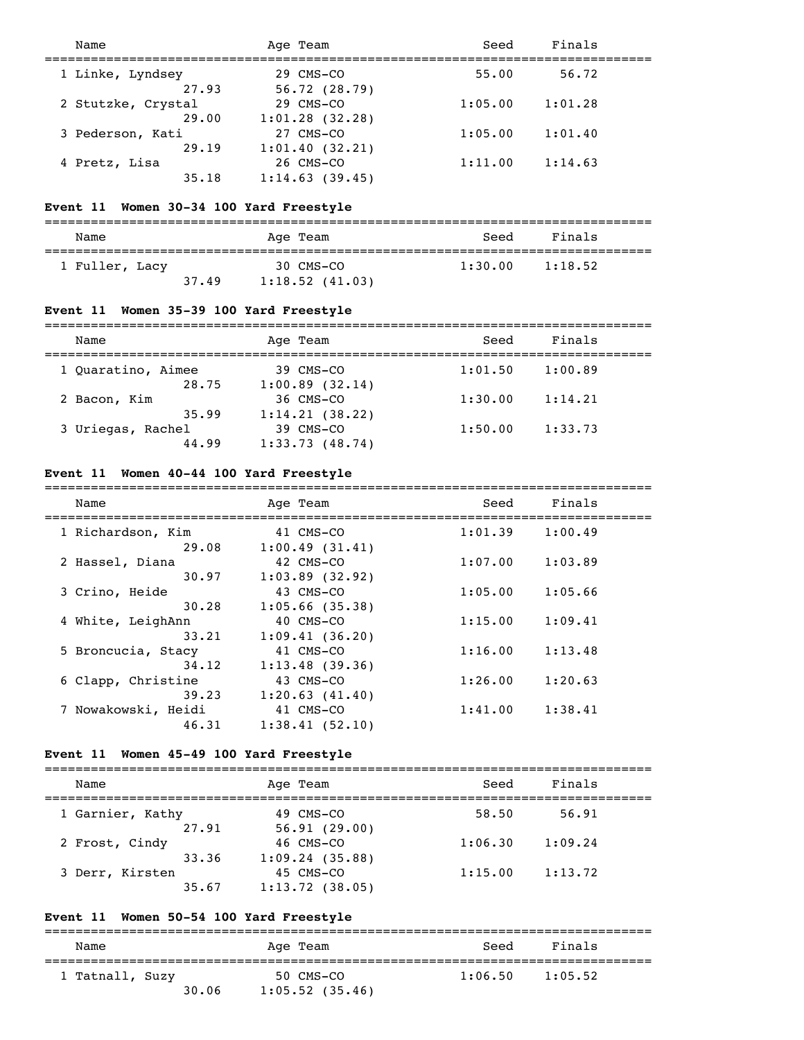| Name | Age | Team | Seed | Finals |
|---|---|---|---|---|
| 1 Linke, Lyndsey | 29 | CMS-CO | 55.00 | 56.72 |
| 27.93 | 56.72 (28.79) | | | |
| 2 Stutzke, Crystal | 29 | CMS-CO | 1:05.00 | 1:01.28 |
| 29.00 | 1:01.28 (32.28) | | | |
| 3 Pederson, Kati | 27 | CMS-CO | 1:05.00 | 1:01.40 |
| 29.19 | 1:01.40 (32.21) | | | |
| 4 Pretz, Lisa | 26 | CMS-CO | 1:11.00 | 1:14.63 |
| 35.18 | 1:14.63 (39.45) | | | |

**Event 11 Women 30-34 100 Yard Freestyle**

| Name | Age | Team | Seed | Finals |
|---|---|---|---|---|
| 1 Fuller, Lacy | 30 | CMS-CO | 1:30.00 | 1:18.52 |
| 37.49 | 1:18.52 (41.03) | | | |

**Event 11 Women 35-39 100 Yard Freestyle**

| Name | Age | Team | Seed | Finals |
|---|---|---|---|---|
| 1 Quaratino, Aimee | 39 | CMS-CO | 1:01.50 | 1:00.89 |
| 28.75 | 1:00.89 (32.14) | | | |
| 2 Bacon, Kim | 36 | CMS-CO | 1:30.00 | 1:14.21 |
| 35.99 | 1:14.21 (38.22) | | | |
| 3 Uriegas, Rachel | 39 | CMS-CO | 1:50.00 | 1:33.73 |
| 44.99 | 1:33.73 (48.74) | | | |

**Event 11 Women 40-44 100 Yard Freestyle**

| Name | Age | Team | Seed | Finals |
|---|---|---|---|---|
| 1 Richardson, Kim | 41 | CMS-CO | 1:01.39 | 1:00.49 |
| 29.08 | 1:00.49 (31.41) | | | |
| 2 Hassel, Diana | 42 | CMS-CO | 1:07.00 | 1:03.89 |
| 30.97 | 1:03.89 (32.92) | | | |
| 3 Crino, Heide | 43 | CMS-CO | 1:05.00 | 1:05.66 |
| 30.28 | 1:05.66 (35.38) | | | |
| 4 White, LeighAnn | 40 | CMS-CO | 1:15.00 | 1:09.41 |
| 33.21 | 1:09.41 (36.20) | | | |
| 5 Broncucia, Stacy | 41 | CMS-CO | 1:16.00 | 1:13.48 |
| 34.12 | 1:13.48 (39.36) | | | |
| 6 Clapp, Christine | 43 | CMS-CO | 1:26.00 | 1:20.63 |
| 39.23 | 1:20.63 (41.40) | | | |
| 7 Nowakowski, Heidi | 41 | CMS-CO | 1:41.00 | 1:38.41 |
| 46.31 | 1:38.41 (52.10) | | | |

**Event 11 Women 45-49 100 Yard Freestyle**

| Name | Age | Team | Seed | Finals |
|---|---|---|---|---|
| 1 Garnier, Kathy | 49 | CMS-CO | 58.50 | 56.91 |
| 27.91 | 56.91 (29.00) | | | |
| 2 Frost, Cindy | 46 | CMS-CO | 1:06.30 | 1:09.24 |
| 33.36 | 1:09.24 (35.88) | | | |
| 3 Derr, Kirsten | 45 | CMS-CO | 1:15.00 | 1:13.72 |
| 35.67 | 1:13.72 (38.05) | | | |

**Event 11 Women 50-54 100 Yard Freestyle**

| Name | Age | Team | Seed | Finals |
|---|---|---|---|---|
| 1 Tatnall, Suzy | 50 | CMS-CO | 1:06.50 | 1:05.52 |
| 30.06 | 1:05.52 (35.46) | | | |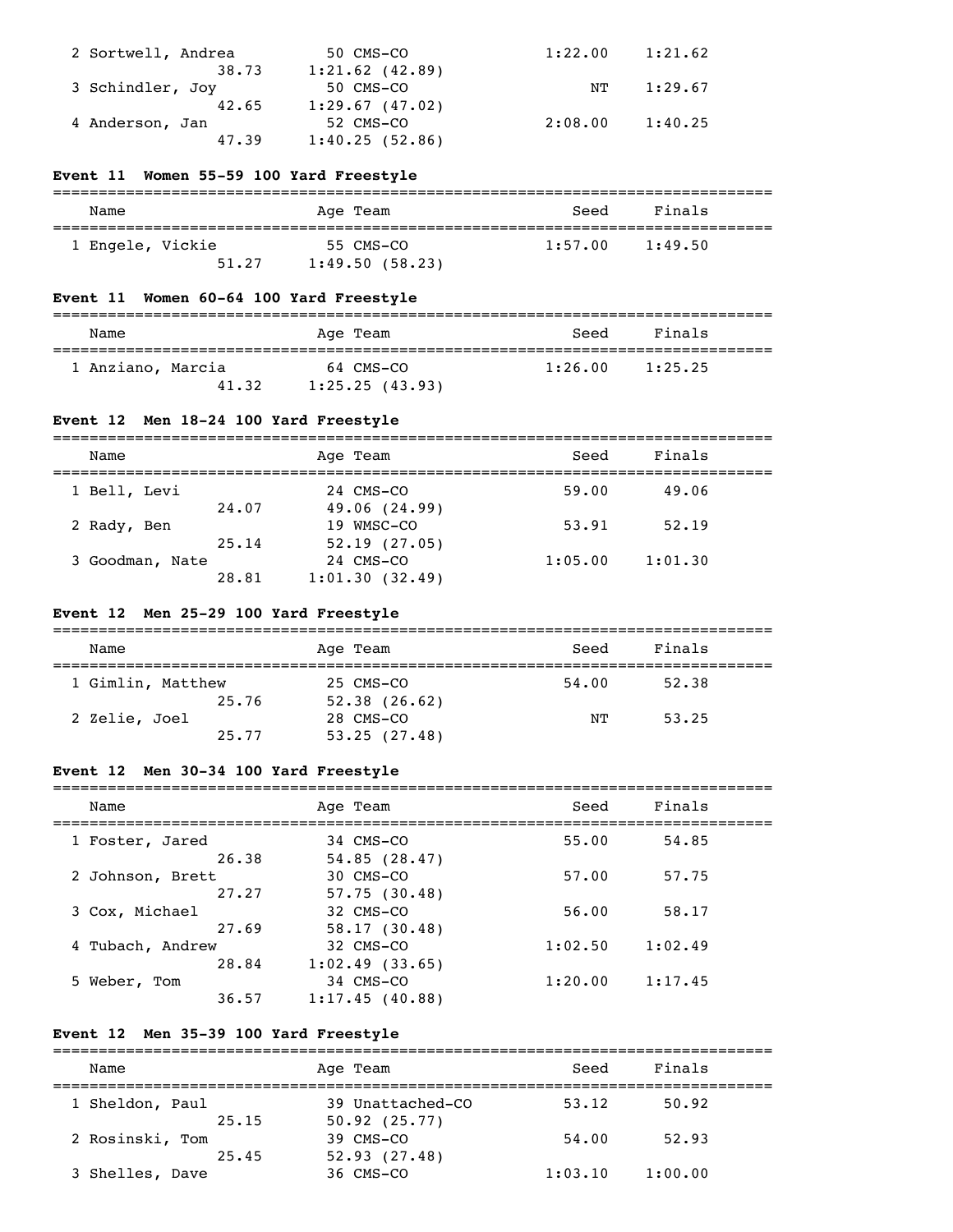| Name | Age | Team | Seed | Finals |
|---|---|---|---|---|
| 2 Sortwell, Andrea | 50 | CMS-CO | 1:22.00 | 1:21.62 |
| 38.73 | 1:21.62 (42.89) | | | |
| 3 Schindler, Joy | 50 | CMS-CO | NT | 1:29.67 |
| 42.65 | 1:29.67 (47.02) | | | |
| 4 Anderson, Jan | 52 | CMS-CO | 2:08.00 | 1:40.25 |
| 47.39 | 1:40.25 (52.86) | | | |

### Event 11 Women 55-59 100 Yard Freestyle

| Name | Age | Team | Seed | Finals |
|---|---|---|---|---|
| 1 Engele, Vickie | 55 | CMS-CO | 1:57.00 | 1:49.50 |
| 51.27 | 1:49.50 (58.23) | | | |

### Event 11 Women 60-64 100 Yard Freestyle

| Name | Age | Team | Seed | Finals |
|---|---|---|---|---|
| 1 Anziano, Marcia | 64 | CMS-CO | 1:26.00 | 1:25.25 |
| 41.32 | 1:25.25 (43.93) | | | |

### Event 12 Men 18-24 100 Yard Freestyle

| Name | Age | Team | Seed | Finals |
|---|---|---|---|---|
| 1 Bell, Levi | 24 | CMS-CO | 59.00 | 49.06 |
| 24.07 | 49.06 (24.99) | | | |
| 2 Rady, Ben | 19 | WMSC-CO | 53.91 | 52.19 |
| 25.14 | 52.19 (27.05) | | | |
| 3 Goodman, Nate | 24 | CMS-CO | 1:05.00 | 1:01.30 |
| 28.81 | 1:01.30 (32.49) | | | |

### Event 12 Men 25-29 100 Yard Freestyle

| Name | Age | Team | Seed | Finals |
|---|---|---|---|---|
| 1 Gimlin, Matthew | 25 | CMS-CO | 54.00 | 52.38 |
| 25.76 | 52.38 (26.62) | | | |
| 2 Zelie, Joel | 28 | CMS-CO | NT | 53.25 |
| 25.77 | 53.25 (27.48) | | | |

### Event 12 Men 30-34 100 Yard Freestyle

| Name | Age | Team | Seed | Finals |
|---|---|---|---|---|
| 1 Foster, Jared | 34 | CMS-CO | 55.00 | 54.85 |
| 26.38 | 54.85 (28.47) | | | |
| 2 Johnson, Brett | 30 | CMS-CO | 57.00 | 57.75 |
| 27.27 | 57.75 (30.48) | | | |
| 3 Cox, Michael | 32 | CMS-CO | 56.00 | 58.17 |
| 27.69 | 58.17 (30.48) | | | |
| 4 Tubach, Andrew | 32 | CMS-CO | 1:02.50 | 1:02.49 |
| 28.84 | 1:02.49 (33.65) | | | |
| 5 Weber, Tom | 34 | CMS-CO | 1:20.00 | 1:17.45 |
| 36.57 | 1:17.45 (40.88) | | | |

### Event 12 Men 35-39 100 Yard Freestyle

| Name | Age | Team | Seed | Finals |
|---|---|---|---|---|
| 1 Sheldon, Paul | 39 | Unattached-CO | 53.12 | 50.92 |
| 25.15 | 50.92 (25.77) | | | |
| 2 Rosinski, Tom | 39 | CMS-CO | 54.00 | 52.93 |
| 25.45 | 52.93 (27.48) | | | |
| 3 Shelles, Dave | 36 | CMS-CO | 1:03.10 | 1:00.00 |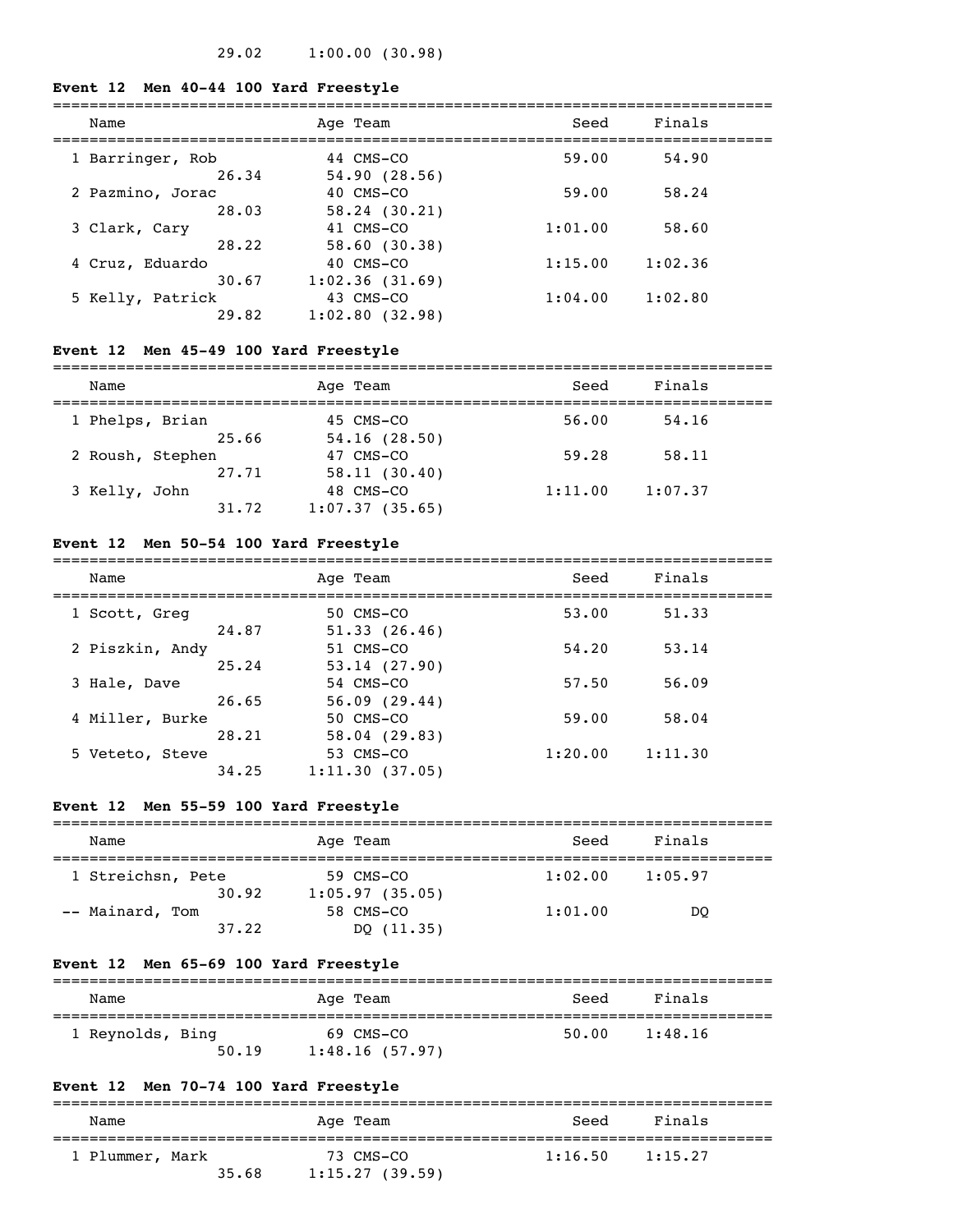29.02 1:00.00 (30.98)

### Event 12 Men 40-44 100 Yard Freestyle

| Name | Age | Team | Seed | Finals |
|---|---|---|---|---|
| 1 Barringer, Rob | 44 | CMS-CO | 59.00 | 54.90 |
| 26.34 | 54.90 (28.56) | | | |
| 2 Pazmino, Jorac | 40 | CMS-CO | 59.00 | 58.24 |
| 28.03 | 58.24 (30.21) | | | |
| 3 Clark, Cary | 41 | CMS-CO | 1:01.00 | 58.60 |
| 28.22 | 58.60 (30.38) | | | |
| 4 Cruz, Eduardo | 40 | CMS-CO | 1:15.00 | 1:02.36 |
| 30.67 | 1:02.36 (31.69) | | | |
| 5 Kelly, Patrick | 43 | CMS-CO | 1:04.00 | 1:02.80 |
| 29.82 | 1:02.80 (32.98) | | | |

### Event 12 Men 45-49 100 Yard Freestyle

| Name | Age | Team | Seed | Finals |
|---|---|---|---|---|
| 1 Phelps, Brian | 45 | CMS-CO | 56.00 | 54.16 |
| 25.66 | 54.16 (28.50) | | | |
| 2 Roush, Stephen | 47 | CMS-CO | 59.28 | 58.11 |
| 27.71 | 58.11 (30.40) | | | |
| 3 Kelly, John | 48 | CMS-CO | 1:11.00 | 1:07.37 |
| 31.72 | 1:07.37 (35.65) | | | |

### Event 12 Men 50-54 100 Yard Freestyle

| Name | Age | Team | Seed | Finals |
|---|---|---|---|---|
| 1 Scott, Greg | 50 | CMS-CO | 53.00 | 51.33 |
| 24.87 | 51.33 (26.46) | | | |
| 2 Piszkin, Andy | 51 | CMS-CO | 54.20 | 53.14 |
| 25.24 | 53.14 (27.90) | | | |
| 3 Hale, Dave | 54 | CMS-CO | 57.50 | 56.09 |
| 26.65 | 56.09 (29.44) | | | |
| 4 Miller, Burke | 50 | CMS-CO | 59.00 | 58.04 |
| 28.21 | 58.04 (29.83) | | | |
| 5 Veteto, Steve | 53 | CMS-CO | 1:20.00 | 1:11.30 |
| 34.25 | 1:11.30 (37.05) | | | |

### Event 12 Men 55-59 100 Yard Freestyle

| Name | Age | Team | Seed | Finals |
|---|---|---|---|---|
| 1 Streichsn, Pete | 59 | CMS-CO | 1:02.00 | 1:05.97 |
| 30.92 | 1:05.97 (35.05) | | | |
| -- Mainard, Tom | 58 | CMS-CO | 1:01.00 | DQ |
| 37.22 | DQ (11.35) | | | |

### Event 12 Men 65-69 100 Yard Freestyle

| Name | Age | Team | Seed | Finals |
|---|---|---|---|---|
| 1 Reynolds, Bing | 69 | CMS-CO | 50.00 | 1:48.16 |
| 50.19 | 1:48.16 (57.97) | | | |

### Event 12 Men 70-74 100 Yard Freestyle

| Name | Age | Team | Seed | Finals |
|---|---|---|---|---|
| 1 Plummer, Mark | 73 | CMS-CO | 1:16.50 | 1:15.27 |
| 35.68 | 1:15.27 (39.59) | | | |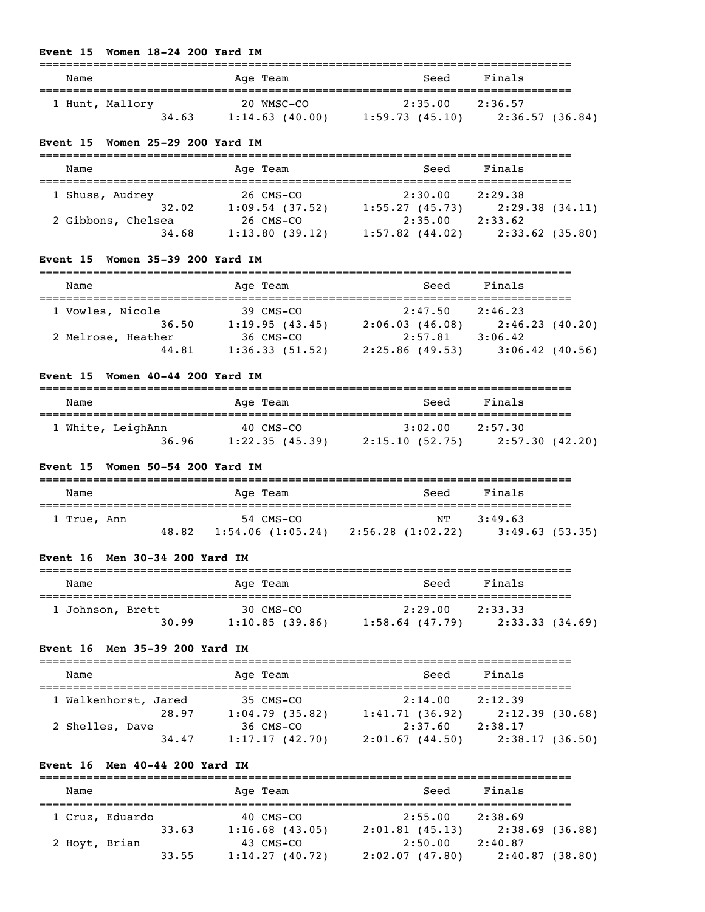**Event 15 Women 18-24 200 Yard IM**

| Name | Age | Team | Seed | Finals |
|---|---|---|---|---|
| 1 Hunt, Mallory | 20 | WMSC-CO | 2:35.00 | 2:36.57 |
| 34.63 | 1:14.63 (40.00) | 1:59.73 (45.10) | 2:36.57 (36.84) | |

**Event 15 Women 25-29 200 Yard IM**

| Name | Age | Team | Seed | Finals |
|---|---|---|---|---|
| 1 Shuss, Audrey | 26 | CMS-CO | 2:30.00 | 2:29.38 |
| 32.02 | 1:09.54 (37.52) | 1:55.27 (45.73) | 2:29.38 (34.11) | |
| 2 Gibbons, Chelsea | 26 | CMS-CO | 2:35.00 | 2:33.62 |
| 34.68 | 1:13.80 (39.12) | 1:57.82 (44.02) | 2:33.62 (35.80) | |

**Event 15 Women 35-39 200 Yard IM**

| Name | Age | Team | Seed | Finals |
|---|---|---|---|---|
| 1 Vowles, Nicole | 39 | CMS-CO | 2:47.50 | 2:46.23 |
| 36.50 | 1:19.95 (43.45) | 2:06.03 (46.08) | 2:46.23 (40.20) | |
| 2 Melrose, Heather | 36 | CMS-CO | 2:57.81 | 3:06.42 |
| 44.81 | 1:36.33 (51.52) | 2:25.86 (49.53) | 3:06.42 (40.56) | |

**Event 15 Women 40-44 200 Yard IM**

| Name | Age | Team | Seed | Finals |
|---|---|---|---|---|
| 1 White, LeighAnn | 40 | CMS-CO | 3:02.00 | 2:57.30 |
| 36.96 | 1:22.35 (45.39) | 2:15.10 (52.75) | 2:57.30 (42.20) | |

**Event 15 Women 50-54 200 Yard IM**

| Name | Age | Team | Seed | Finals |
|---|---|---|---|---|
| 1 True, Ann | 54 | CMS-CO | NT | 3:49.63 |
| 48.82 | 1:54.06 (1:05.24) | 2:56.28 (1:02.22) | 3:49.63 (53.35) | |

**Event 16 Men 30-34 200 Yard IM**

| Name | Age | Team | Seed | Finals |
|---|---|---|---|---|
| 1 Johnson, Brett | 30 | CMS-CO | 2:29.00 | 2:33.33 |
| 30.99 | 1:10.85 (39.86) | 1:58.64 (47.79) | 2:33.33 (34.69) | |

**Event 16 Men 35-39 200 Yard IM**

| Name | Age | Team | Seed | Finals |
|---|---|---|---|---|
| 1 Walkenhorst, Jared | 35 | CMS-CO | 2:14.00 | 2:12.39 |
| 28.97 | 1:04.79 (35.82) | 1:41.71 (36.92) | 2:12.39 (30.68) | |
| 2 Shelles, Dave | 36 | CMS-CO | 2:37.60 | 2:38.17 |
| 34.47 | 1:17.17 (42.70) | 2:01.67 (44.50) | 2:38.17 (36.50) | |

**Event 16 Men 40-44 200 Yard IM**

| Name | Age | Team | Seed | Finals |
|---|---|---|---|---|
| 1 Cruz, Eduardo | 40 | CMS-CO | 2:55.00 | 2:38.69 |
| 33.63 | 1:16.68 (43.05) | 2:01.81 (45.13) | 2:38.69 (36.88) | |
| 2 Hoyt, Brian | 43 | CMS-CO | 2:50.00 | 2:40.87 |
| 33.55 | 1:14.27 (40.72) | 2:02.07 (47.80) | 2:40.87 (38.80) | |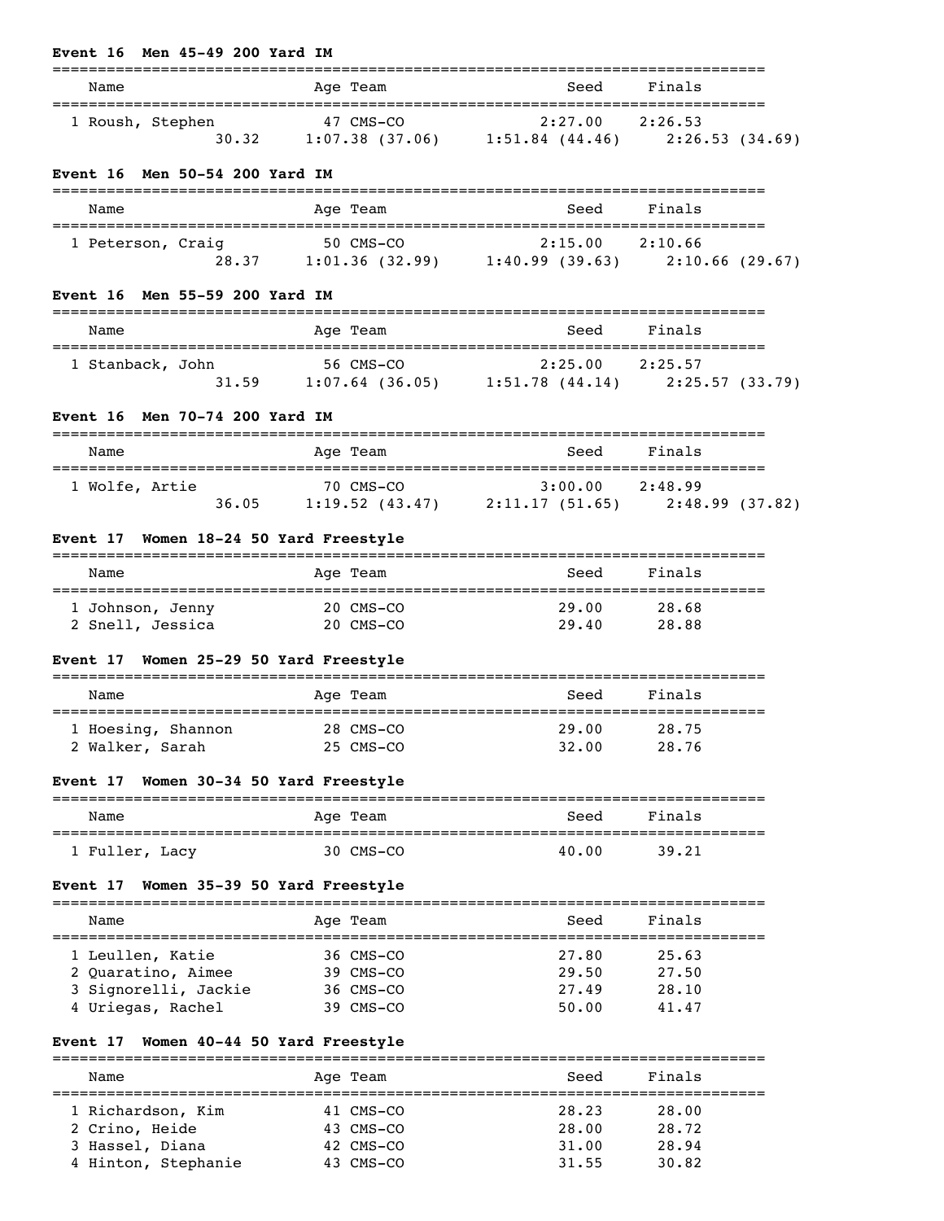### Event 16 Men 45-49 200 Yard IM

| Name | Age | Team | Seed | Finals |
|---|---|---|---|---|
| 1 Roush, Stephen | 47 | CMS-CO | 2:27.00 | 2:26.53 |
| 30.32 | 1:07.38 (37.06) | 1:51.84 (44.46) | 2:26.53 (34.69) | |

### Event 16 Men 50-54 200 Yard IM

| Name | Age | Team | Seed | Finals |
|---|---|---|---|---|
| 1 Peterson, Craig | 50 | CMS-CO | 2:15.00 | 2:10.66 |
| 28.37 | 1:01.36 (32.99) | 1:40.99 (39.63) | 2:10.66 (29.67) | |

### Event 16 Men 55-59 200 Yard IM

| Name | Age | Team | Seed | Finals |
|---|---|---|---|---|
| 1 Stanback, John | 56 | CMS-CO | 2:25.00 | 2:25.57 |
| 31.59 | 1:07.64 (36.05) | 1:51.78 (44.14) | 2:25.57 (33.79) | |

### Event 16 Men 70-74 200 Yard IM

| Name | Age | Team | Seed | Finals |
|---|---|---|---|---|
| 1 Wolfe, Artie | 70 | CMS-CO | 3:00.00 | 2:48.99 |
| 36.05 | 1:19.52 (43.47) | 2:11.17 (51.65) | 2:48.99 (37.82) | |

### Event 17 Women 18-24 50 Yard Freestyle

| Name | Age | Team | Seed | Finals |
|---|---|---|---|---|
| 1 Johnson, Jenny | 20 | CMS-CO | 29.00 | 28.68 |
| 2 Snell, Jessica | 20 | CMS-CO | 29.40 | 28.88 |

### Event 17 Women 25-29 50 Yard Freestyle

| Name | Age | Team | Seed | Finals |
|---|---|---|---|---|
| 1 Hoesing, Shannon | 28 | CMS-CO | 29.00 | 28.75 |
| 2 Walker, Sarah | 25 | CMS-CO | 32.00 | 28.76 |

### Event 17 Women 30-34 50 Yard Freestyle

| Name | Age | Team | Seed | Finals |
|---|---|---|---|---|
| 1 Fuller, Lacy | 30 | CMS-CO | 40.00 | 39.21 |

### Event 17 Women 35-39 50 Yard Freestyle

| Name | Age | Team | Seed | Finals |
|---|---|---|---|---|
| 1 Leullen, Katie | 36 | CMS-CO | 27.80 | 25.63 |
| 2 Quaratino, Aimee | 39 | CMS-CO | 29.50 | 27.50 |
| 3 Signorelli, Jackie | 36 | CMS-CO | 27.49 | 28.10 |
| 4 Uriegas, Rachel | 39 | CMS-CO | 50.00 | 41.47 |

### Event 17 Women 40-44 50 Yard Freestyle

| Name | Age | Team | Seed | Finals |
|---|---|---|---|---|
| 1 Richardson, Kim | 41 | CMS-CO | 28.23 | 28.00 |
| 2 Crino, Heide | 43 | CMS-CO | 28.00 | 28.72 |
| 3 Hassel, Diana | 42 | CMS-CO | 31.00 | 28.94 |
| 4 Hinton, Stephanie | 43 | CMS-CO | 31.55 | 30.82 |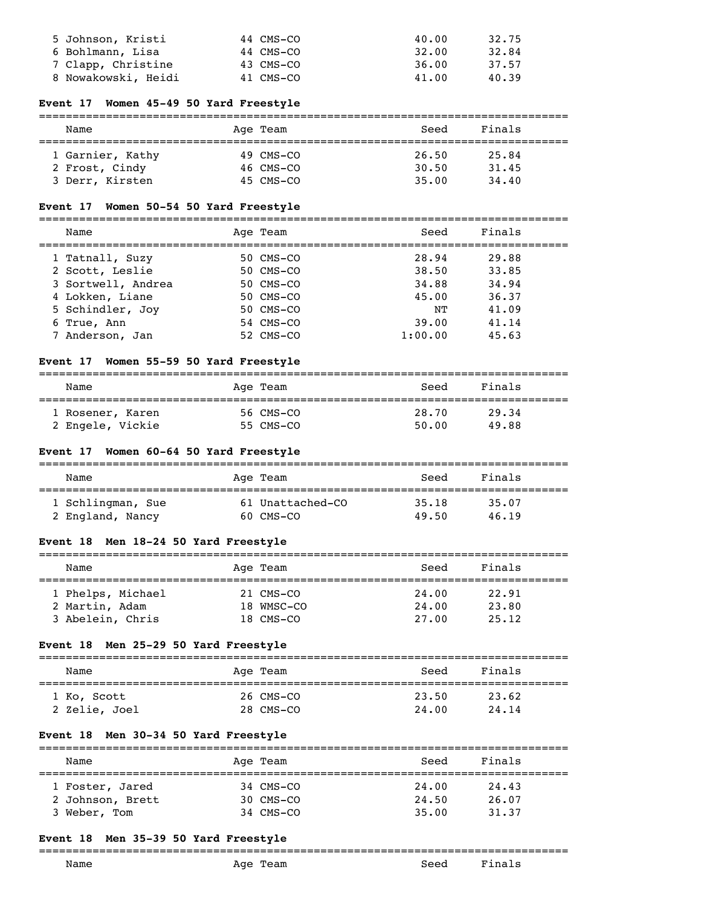| Name | Age | Team | Seed | Finals |
|---|---|---|---|---|
| 5 Johnson, Kristi | 44 | CMS-CO | 40.00 | 32.75 |
| 6 Bohlmann, Lisa | 44 | CMS-CO | 32.00 | 32.84 |
| 7 Clapp, Christine | 43 | CMS-CO | 36.00 | 37.57 |
| 8 Nowakowski, Heidi | 41 | CMS-CO | 41.00 | 40.39 |

### Event 17 Women 45-49 50 Yard Freestyle

| Name | Age | Team | Seed | Finals |
|---|---|---|---|---|
| 1 Garnier, Kathy | 49 | CMS-CO | 26.50 | 25.84 |
| 2 Frost, Cindy | 46 | CMS-CO | 30.50 | 31.45 |
| 3 Derr, Kirsten | 45 | CMS-CO | 35.00 | 34.40 |

### Event 17 Women 50-54 50 Yard Freestyle

| Name | Age | Team | Seed | Finals |
|---|---|---|---|---|
| 1 Tatnall, Suzy | 50 | CMS-CO | 28.94 | 29.88 |
| 2 Scott, Leslie | 50 | CMS-CO | 38.50 | 33.85 |
| 3 Sortwell, Andrea | 50 | CMS-CO | 34.88 | 34.94 |
| 4 Lokken, Liane | 50 | CMS-CO | 45.00 | 36.37 |
| 5 Schindler, Joy | 50 | CMS-CO | NT | 41.09 |
| 6 True, Ann | 54 | CMS-CO | 39.00 | 41.14 |
| 7 Anderson, Jan | 52 | CMS-CO | 1:00.00 | 45.63 |

### Event 17 Women 55-59 50 Yard Freestyle

| Name | Age | Team | Seed | Finals |
|---|---|---|---|---|
| 1 Rosener, Karen | 56 | CMS-CO | 28.70 | 29.34 |
| 2 Engele, Vickie | 55 | CMS-CO | 50.00 | 49.88 |

### Event 17 Women 60-64 50 Yard Freestyle

| Name | Age | Team | Seed | Finals |
|---|---|---|---|---|
| 1 Schlingman, Sue | 61 | Unattached-CO | 35.18 | 35.07 |
| 2 England, Nancy | 60 | CMS-CO | 49.50 | 46.19 |

### Event 18 Men 18-24 50 Yard Freestyle

| Name | Age | Team | Seed | Finals |
|---|---|---|---|---|
| 1 Phelps, Michael | 21 | CMS-CO | 24.00 | 22.91 |
| 2 Martin, Adam | 18 | WMSC-CO | 24.00 | 23.80 |
| 3 Abelein, Chris | 18 | CMS-CO | 27.00 | 25.12 |

### Event 18 Men 25-29 50 Yard Freestyle

| Name | Age | Team | Seed | Finals |
|---|---|---|---|---|
| 1 Ko, Scott | 26 | CMS-CO | 23.50 | 23.62 |
| 2 Zelie, Joel | 28 | CMS-CO | 24.00 | 24.14 |

### Event 18 Men 30-34 50 Yard Freestyle

| Name | Age | Team | Seed | Finals |
|---|---|---|---|---|
| 1 Foster, Jared | 34 | CMS-CO | 24.00 | 24.43 |
| 2 Johnson, Brett | 30 | CMS-CO | 24.50 | 26.07 |
| 3 Weber, Tom | 34 | CMS-CO | 35.00 | 31.37 |

### Event 18 Men 35-39 50 Yard Freestyle

| Name | Age | Team | Seed | Finals |
|---|---|---|---|---|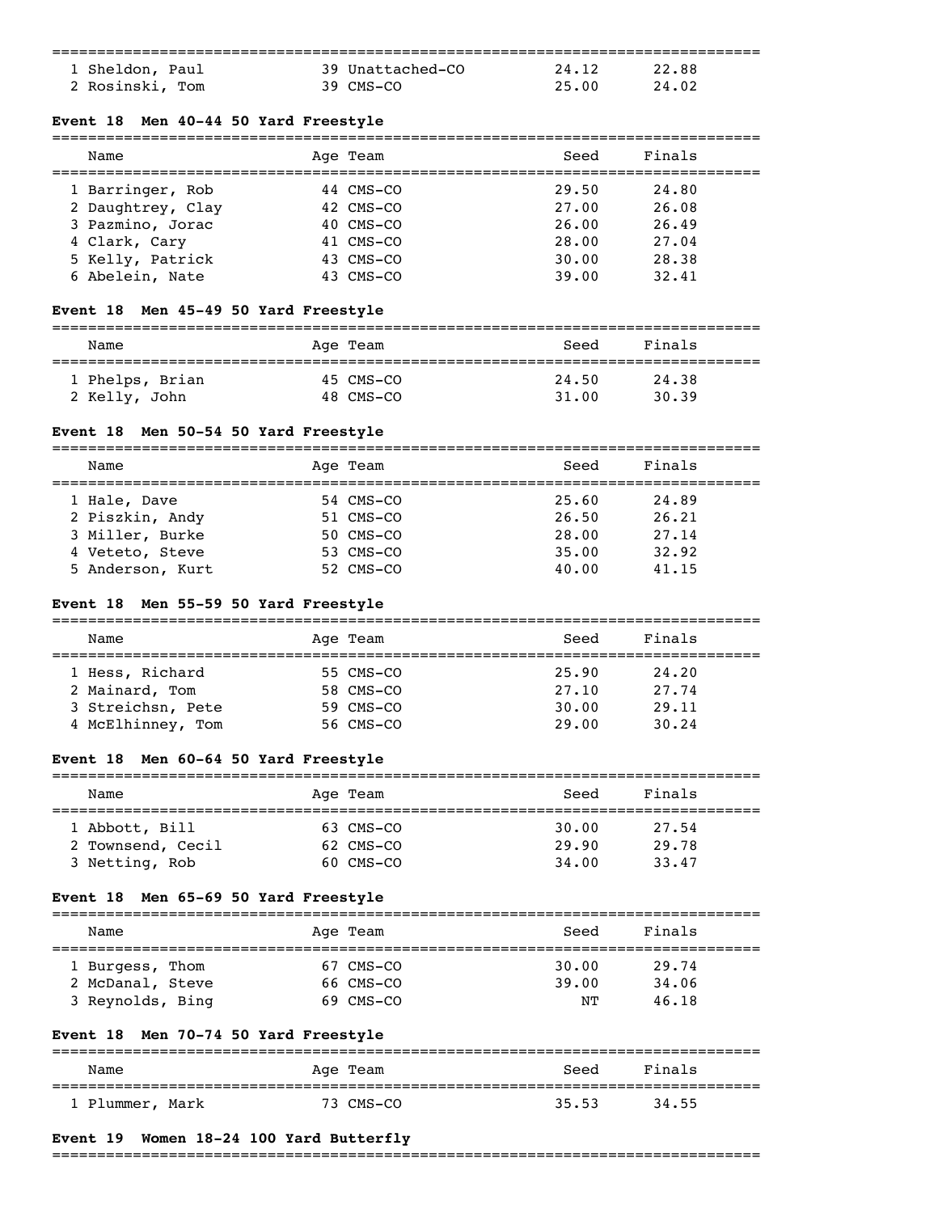| Name | Age | Team | Seed | Finals |
|---|---|---|---|---|
| 1 Sheldon, Paul | 39 | Unattached-CO | 24.12 | 22.88 |
| 2 Rosinski, Tom | 39 | CMS-CO | 25.00 | 24.02 |

**Event 18 Men 40-44 50 Yard Freestyle**

| Name | Age | Team | Seed | Finals |
|---|---|---|---|---|
| 1 Barringer, Rob | 44 | CMS-CO | 29.50 | 24.80 |
| 2 Daughtrey, Clay | 42 | CMS-CO | 27.00 | 26.08 |
| 3 Pazmino, Jorac | 40 | CMS-CO | 26.00 | 26.49 |
| 4 Clark, Cary | 41 | CMS-CO | 28.00 | 27.04 |
| 5 Kelly, Patrick | 43 | CMS-CO | 30.00 | 28.38 |
| 6 Abelein, Nate | 43 | CMS-CO | 39.00 | 32.41 |

**Event 18 Men 45-49 50 Yard Freestyle**

| Name | Age | Team | Seed | Finals |
|---|---|---|---|---|
| 1 Phelps, Brian | 45 | CMS-CO | 24.50 | 24.38 |
| 2 Kelly, John | 48 | CMS-CO | 31.00 | 30.39 |

**Event 18 Men 50-54 50 Yard Freestyle**

| Name | Age | Team | Seed | Finals |
|---|---|---|---|---|
| 1 Hale, Dave | 54 | CMS-CO | 25.60 | 24.89 |
| 2 Piszkin, Andy | 51 | CMS-CO | 26.50 | 26.21 |
| 3 Miller, Burke | 50 | CMS-CO | 28.00 | 27.14 |
| 4 Veteto, Steve | 53 | CMS-CO | 35.00 | 32.92 |
| 5 Anderson, Kurt | 52 | CMS-CO | 40.00 | 41.15 |

**Event 18 Men 55-59 50 Yard Freestyle**

| Name | Age | Team | Seed | Finals |
|---|---|---|---|---|
| 1 Hess, Richard | 55 | CMS-CO | 25.90 | 24.20 |
| 2 Mainard, Tom | 58 | CMS-CO | 27.10 | 27.74 |
| 3 Streichsn, Pete | 59 | CMS-CO | 30.00 | 29.11 |
| 4 McElhinney, Tom | 56 | CMS-CO | 29.00 | 30.24 |

**Event 18 Men 60-64 50 Yard Freestyle**

| Name | Age | Team | Seed | Finals |
|---|---|---|---|---|
| 1 Abbott, Bill | 63 | CMS-CO | 30.00 | 27.54 |
| 2 Townsend, Cecil | 62 | CMS-CO | 29.90 | 29.78 |
| 3 Netting, Rob | 60 | CMS-CO | 34.00 | 33.47 |

**Event 18 Men 65-69 50 Yard Freestyle**

| Name | Age | Team | Seed | Finals |
|---|---|---|---|---|
| 1 Burgess, Thom | 67 | CMS-CO | 30.00 | 29.74 |
| 2 McDanal, Steve | 66 | CMS-CO | 39.00 | 34.06 |
| 3 Reynolds, Bing | 69 | CMS-CO | NT | 46.18 |

**Event 18 Men 70-74 50 Yard Freestyle**

| Name | Age | Team | Seed | Finals |
|---|---|---|---|---|
| 1 Plummer, Mark | 73 | CMS-CO | 35.53 | 34.55 |

**Event 19 Women 18-24 100 Yard Butterfly**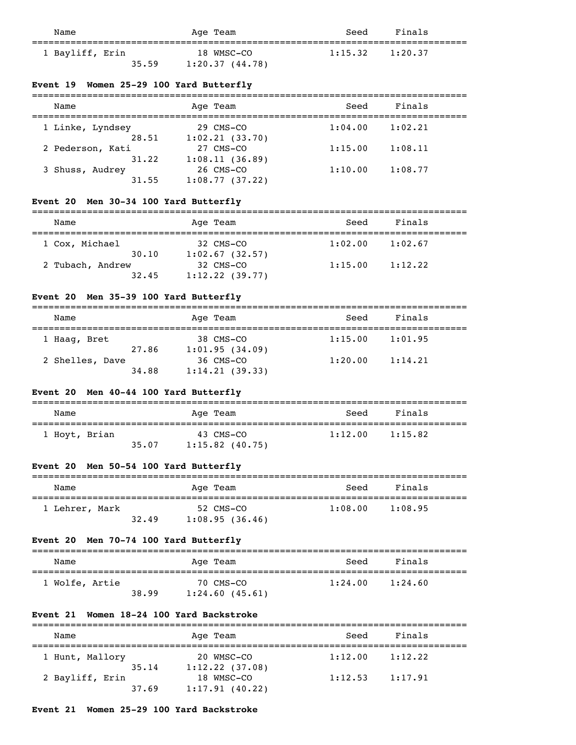| Name | Age | Team | Seed | Finals |
|---|---|---|---|---|
| 1 Bayliff, Erin | 18 | WMSC-CO | 1:15.32 | 1:20.37 |
| 35.59 | 1:20.37 (44.78) | | | |

### Event 19 Women 25-29 100 Yard Butterfly

| Name | Age | Team | Seed | Finals |
|---|---|---|---|---|
| 1 Linke, Lyndsey | 29 | CMS-CO | 1:04.00 | 1:02.21 |
| 28.51 | 1:02.21 (33.70) | | | |
| 2 Pederson, Kati | 27 | CMS-CO | 1:15.00 | 1:08.11 |
| 31.22 | 1:08.11 (36.89) | | | |
| 3 Shuss, Audrey | 26 | CMS-CO | 1:10.00 | 1:08.77 |
| 31.55 | 1:08.77 (37.22) | | | |

### Event 20 Men 30-34 100 Yard Butterfly

| Name | Age | Team | Seed | Finals |
|---|---|---|---|---|
| 1 Cox, Michael | 32 | CMS-CO | 1:02.00 | 1:02.67 |
| 30.10 | 1:02.67 (32.57) | | | |
| 2 Tubach, Andrew | 32 | CMS-CO | 1:15.00 | 1:12.22 |
| 32.45 | 1:12.22 (39.77) | | | |

### Event 20 Men 35-39 100 Yard Butterfly

| Name | Age | Team | Seed | Finals |
|---|---|---|---|---|
| 1 Haag, Bret | 38 | CMS-CO | 1:15.00 | 1:01.95 |
| 27.86 | 1:01.95 (34.09) | | | |
| 2 Shelles, Dave | 36 | CMS-CO | 1:20.00 | 1:14.21 |
| 34.88 | 1:14.21 (39.33) | | | |

### Event 20 Men 40-44 100 Yard Butterfly

| Name | Age | Team | Seed | Finals |
|---|---|---|---|---|
| 1 Hoyt, Brian | 43 | CMS-CO | 1:12.00 | 1:15.82 |
| 35.07 | 1:15.82 (40.75) | | | |

### Event 20 Men 50-54 100 Yard Butterfly

| Name | Age | Team | Seed | Finals |
|---|---|---|---|---|
| 1 Lehrer, Mark | 52 | CMS-CO | 1:08.00 | 1:08.95 |
| 32.49 | 1:08.95 (36.46) | | | |

### Event 20 Men 70-74 100 Yard Butterfly

| Name | Age | Team | Seed | Finals |
|---|---|---|---|---|
| 1 Wolfe, Artie | 70 | CMS-CO | 1:24.00 | 1:24.60 |
| 38.99 | 1:24.60 (45.61) | | | |

### Event 21 Women 18-24 100 Yard Backstroke

| Name | Age | Team | Seed | Finals |
|---|---|---|---|---|
| 1 Hunt, Mallory | 20 | WMSC-CO | 1:12.00 | 1:12.22 |
| 35.14 | 1:12.22 (37.08) | | | |
| 2 Bayliff, Erin | 18 | WMSC-CO | 1:12.53 | 1:17.91 |
| 37.69 | 1:17.91 (40.22) | | | |

### Event 21 Women 25-29 100 Yard Backstroke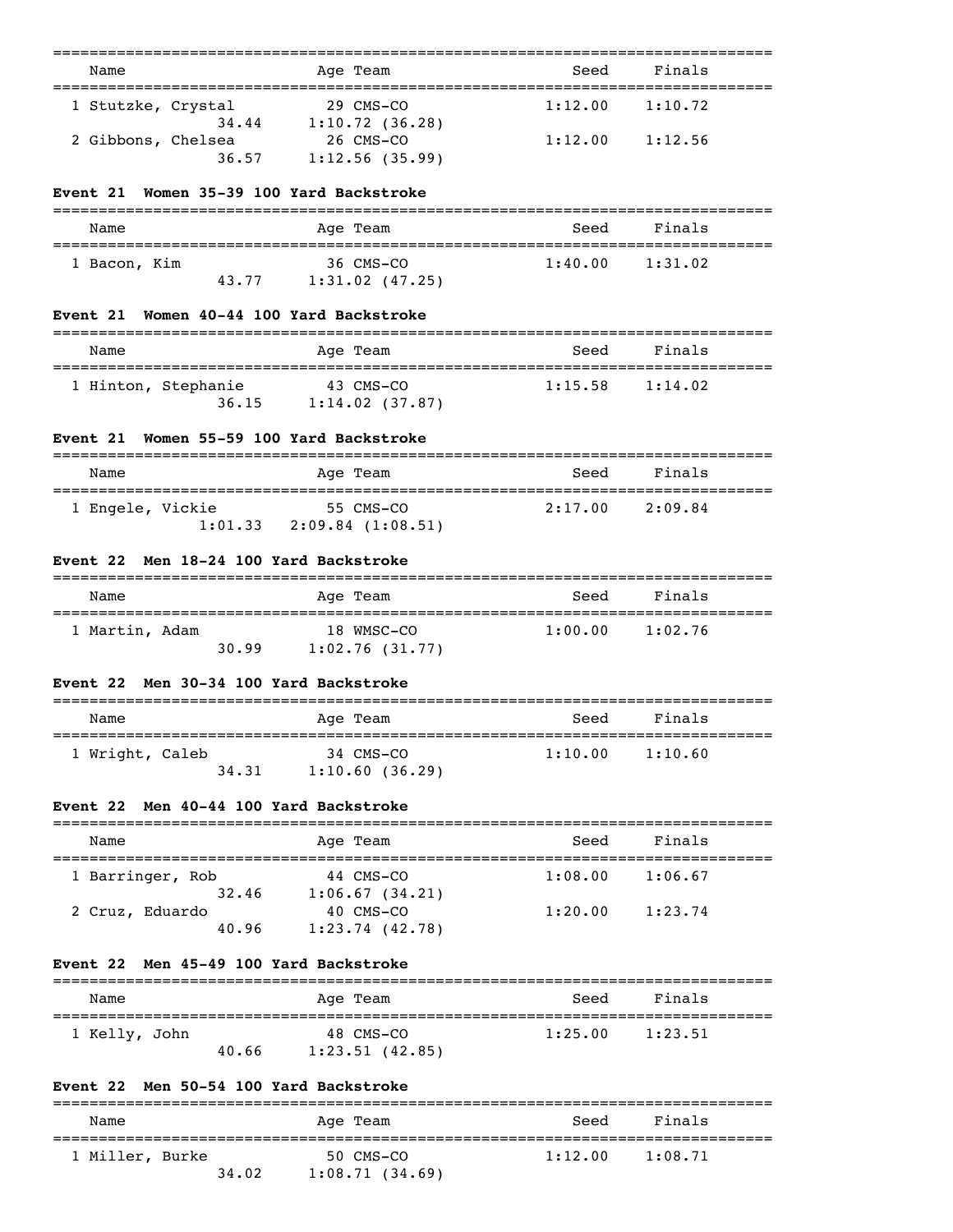| Name | Age | Team | Seed | Finals |
|---|---|---|---|---|
| 1 Stutzke, Crystal | 29 | CMS-CO | 1:12.00 | 1:10.72 |
| 34.44 | | 1:10.72 (36.28) | | |
| 2 Gibbons, Chelsea | 26 | CMS-CO | 1:12.00 | 1:12.56 |
| 36.57 | | 1:12.56 (35.99) | | |

**Event 21 Women 35-39 100 Yard Backstroke**

| Name | Age | Team | Seed | Finals |
|---|---|---|---|---|
| 1 Bacon, Kim | 36 | CMS-CO | 1:40.00 | 1:31.02 |
| 43.77 | | 1:31.02 (47.25) | | |

**Event 21 Women 40-44 100 Yard Backstroke**

| Name | Age | Team | Seed | Finals |
|---|---|---|---|---|
| 1 Hinton, Stephanie | 43 | CMS-CO | 1:15.58 | 1:14.02 |
| 36.15 | | 1:14.02 (37.87) | | |

**Event 21 Women 55-59 100 Yard Backstroke**

| Name | Age | Team | Seed | Finals |
|---|---|---|---|---|
| 1 Engele, Vickie | 55 | CMS-CO | 2:17.00 | 2:09.84 |
| 1:01.33 | | 2:09.84 (1:08.51) | | |

**Event 22 Men 18-24 100 Yard Backstroke**

| Name | Age | Team | Seed | Finals |
|---|---|---|---|---|
| 1 Martin, Adam | 18 | WMSC-CO | 1:00.00 | 1:02.76 |
| 30.99 | | 1:02.76 (31.77) | | |

**Event 22 Men 30-34 100 Yard Backstroke**

| Name | Age | Team | Seed | Finals |
|---|---|---|---|---|
| 1 Wright, Caleb | 34 | CMS-CO | 1:10.00 | 1:10.60 |
| 34.31 | | 1:10.60 (36.29) | | |

**Event 22 Men 40-44 100 Yard Backstroke**

| Name | Age | Team | Seed | Finals |
|---|---|---|---|---|
| 1 Barringer, Rob | 44 | CMS-CO | 1:08.00 | 1:06.67 |
| 32.46 | | 1:06.67 (34.21) | | |
| 2 Cruz, Eduardo | 40 | CMS-CO | 1:20.00 | 1:23.74 |
| 40.96 | | 1:23.74 (42.78) | | |

**Event 22 Men 45-49 100 Yard Backstroke**

| Name | Age | Team | Seed | Finals |
|---|---|---|---|---|
| 1 Kelly, John | 48 | CMS-CO | 1:25.00 | 1:23.51 |
| 40.66 | | 1:23.51 (42.85) | | |

**Event 22 Men 50-54 100 Yard Backstroke**

| Name | Age | Team | Seed | Finals |
|---|---|---|---|---|
| 1 Miller, Burke | 50 | CMS-CO | 1:12.00 | 1:08.71 |
| 34.02 | | 1:08.71 (34.69) | | |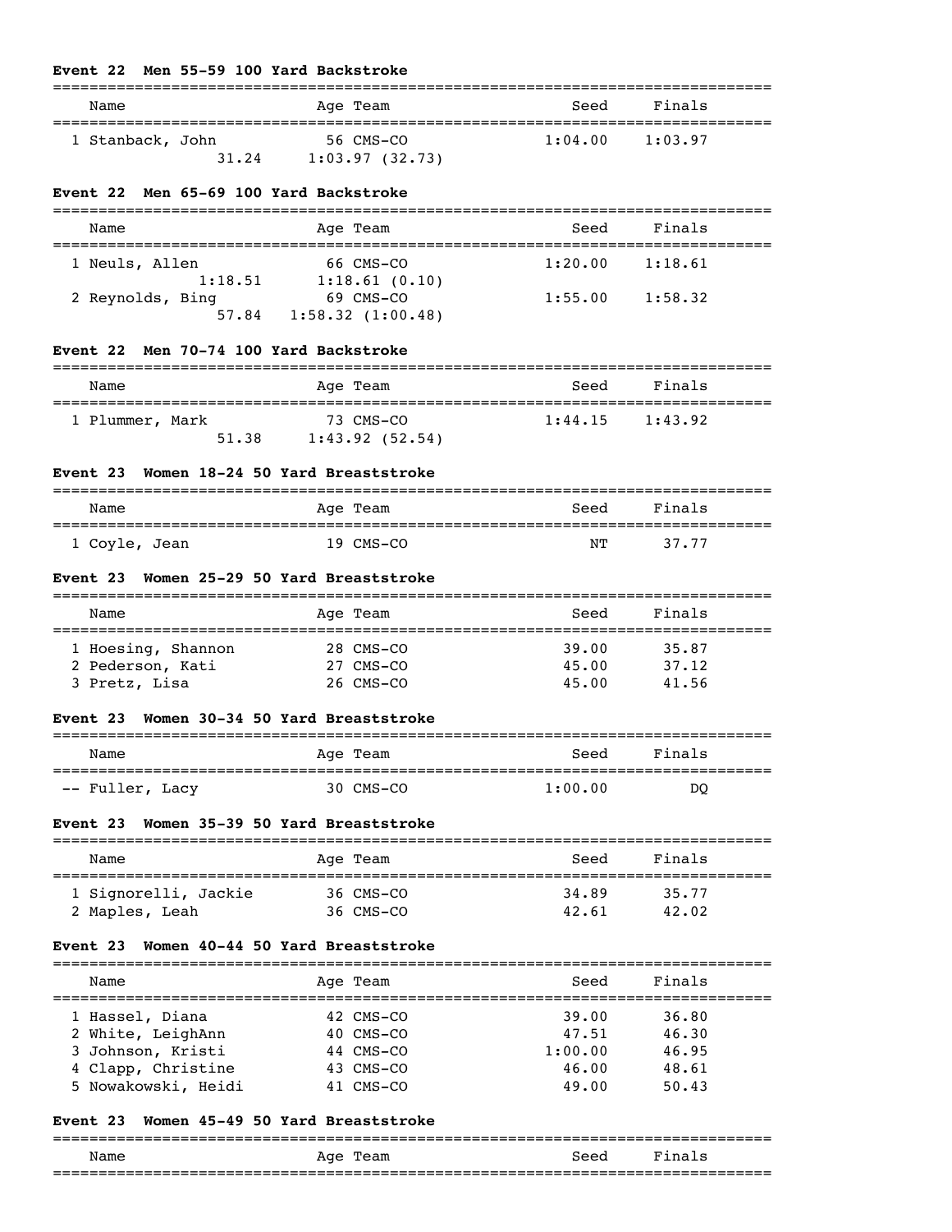### Event 22 Men 55-59 100 Yard Backstroke

| Name | Age | Team | Seed | Finals |
|---|---|---|---|---|
| 1 Stanback, John | 56 | CMS-CO | 1:04.00 | 1:03.97 |
| 31.24 | 1:03.97 (32.73) | | | |

### Event 22 Men 65-69 100 Yard Backstroke

| Name | Age | Team | Seed | Finals |
|---|---|---|---|---|
| 1 Neuls, Allen | 66 | CMS-CO | 1:20.00 | 1:18.61 |
| 1:18.51 | 1:18.61 (0.10) | | | |
| 2 Reynolds, Bing | 69 | CMS-CO | 1:55.00 | 1:58.32 |
| 57.84 | 1:58.32 (1:00.48) | | | |

### Event 22 Men 70-74 100 Yard Backstroke

| Name | Age | Team | Seed | Finals |
|---|---|---|---|---|
| 1 Plummer, Mark | 73 | CMS-CO | 1:44.15 | 1:43.92 |
| 51.38 | 1:43.92 (52.54) | | | |

### Event 23 Women 18-24 50 Yard Breaststroke

| Name | Age | Team | Seed | Finals |
|---|---|---|---|---|
| 1 Coyle, Jean | 19 | CMS-CO | NT | 37.77 |

### Event 23 Women 25-29 50 Yard Breaststroke

| Name | Age | Team | Seed | Finals |
|---|---|---|---|---|
| 1 Hoesing, Shannon | 28 | CMS-CO | 39.00 | 35.87 |
| 2 Pederson, Kati | 27 | CMS-CO | 45.00 | 37.12 |
| 3 Pretz, Lisa | 26 | CMS-CO | 45.00 | 41.56 |

### Event 23 Women 30-34 50 Yard Breaststroke

| Name | Age | Team | Seed | Finals |
|---|---|---|---|---|
| -- Fuller, Lacy | 30 | CMS-CO | 1:00.00 | DQ |

### Event 23 Women 35-39 50 Yard Breaststroke

| Name | Age | Team | Seed | Finals |
|---|---|---|---|---|
| 1 Signorelli, Jackie | 36 | CMS-CO | 34.89 | 35.77 |
| 2 Maples, Leah | 36 | CMS-CO | 42.61 | 42.02 |

### Event 23 Women 40-44 50 Yard Breaststroke

| Name | Age | Team | Seed | Finals |
|---|---|---|---|---|
| 1 Hassel, Diana | 42 | CMS-CO | 39.00 | 36.80 |
| 2 White, LeighAnn | 40 | CMS-CO | 47.51 | 46.30 |
| 3 Johnson, Kristi | 44 | CMS-CO | 1:00.00 | 46.95 |
| 4 Clapp, Christine | 43 | CMS-CO | 46.00 | 48.61 |
| 5 Nowakowski, Heidi | 41 | CMS-CO | 49.00 | 50.43 |

### Event 23 Women 45-49 50 Yard Breaststroke

| Name | Age | Team | Seed | Finals |
|---|---|---|---|---|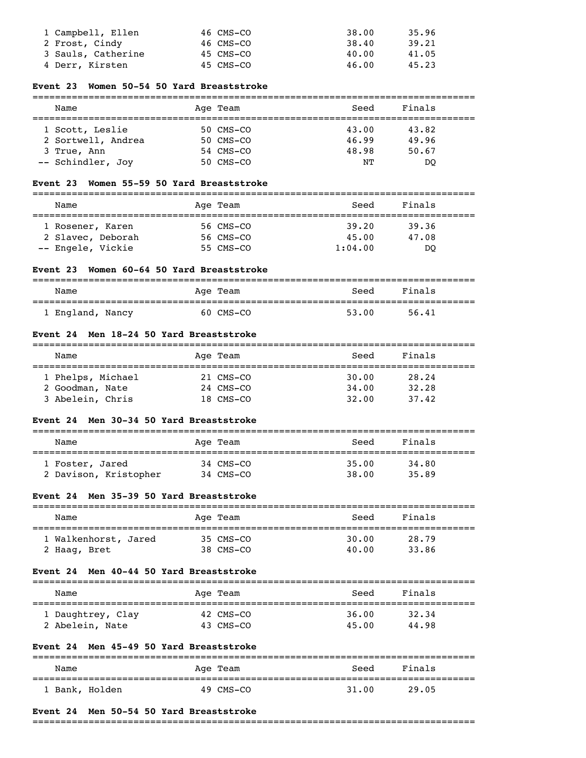| Name | Age | Team | Seed | Finals |
|---|---|---|---|---|
| 1 Campbell, Ellen | 46 | CMS-CO | 38.00 | 35.96 |
| 2 Frost, Cindy | 46 | CMS-CO | 38.40 | 39.21 |
| 3 Sauls, Catherine | 45 | CMS-CO | 40.00 | 41.05 |
| 4 Derr, Kirsten | 45 | CMS-CO | 46.00 | 45.23 |

**Event 23 Women 50-54 50 Yard Breaststroke**

| Name | Age | Team | Seed | Finals |
|---|---|---|---|---|
| 1 Scott, Leslie | 50 | CMS-CO | 43.00 | 43.82 |
| 2 Sortwell, Andrea | 50 | CMS-CO | 46.99 | 49.96 |
| 3 True, Ann | 54 | CMS-CO | 48.98 | 50.67 |
| -- Schindler, Joy | 50 | CMS-CO | NT | DQ |

**Event 23 Women 55-59 50 Yard Breaststroke**

| Name | Age | Team | Seed | Finals |
|---|---|---|---|---|
| 1 Rosener, Karen | 56 | CMS-CO | 39.20 | 39.36 |
| 2 Slavec, Deborah | 56 | CMS-CO | 45.00 | 47.08 |
| -- Engele, Vickie | 55 | CMS-CO | 1:04.00 | DQ |

**Event 23 Women 60-64 50 Yard Breaststroke**

| Name | Age | Team | Seed | Finals |
|---|---|---|---|---|
| 1 England, Nancy | 60 | CMS-CO | 53.00 | 56.41 |

**Event 24 Men 18-24 50 Yard Breaststroke**

| Name | Age | Team | Seed | Finals |
|---|---|---|---|---|
| 1 Phelps, Michael | 21 | CMS-CO | 30.00 | 28.24 |
| 2 Goodman, Nate | 24 | CMS-CO | 34.00 | 32.28 |
| 3 Abelein, Chris | 18 | CMS-CO | 32.00 | 37.42 |

**Event 24 Men 30-34 50 Yard Breaststroke**

| Name | Age | Team | Seed | Finals |
|---|---|---|---|---|
| 1 Foster, Jared | 34 | CMS-CO | 35.00 | 34.80 |
| 2 Davison, Kristopher | 34 | CMS-CO | 38.00 | 35.89 |

**Event 24 Men 35-39 50 Yard Breaststroke**

| Name | Age | Team | Seed | Finals |
|---|---|---|---|---|
| 1 Walkenhorst, Jared | 35 | CMS-CO | 30.00 | 28.79 |
| 2 Haag, Bret | 38 | CMS-CO | 40.00 | 33.86 |

**Event 24 Men 40-44 50 Yard Breaststroke**

| Name | Age | Team | Seed | Finals |
|---|---|---|---|---|
| 1 Daughtrey, Clay | 42 | CMS-CO | 36.00 | 32.34 |
| 2 Abelein, Nate | 43 | CMS-CO | 45.00 | 44.98 |

**Event 24 Men 45-49 50 Yard Breaststroke**

| Name | Age | Team | Seed | Finals |
|---|---|---|---|---|
| 1 Bank, Holden | 49 | CMS-CO | 31.00 | 29.05 |

**Event 24 Men 50-54 50 Yard Breaststroke**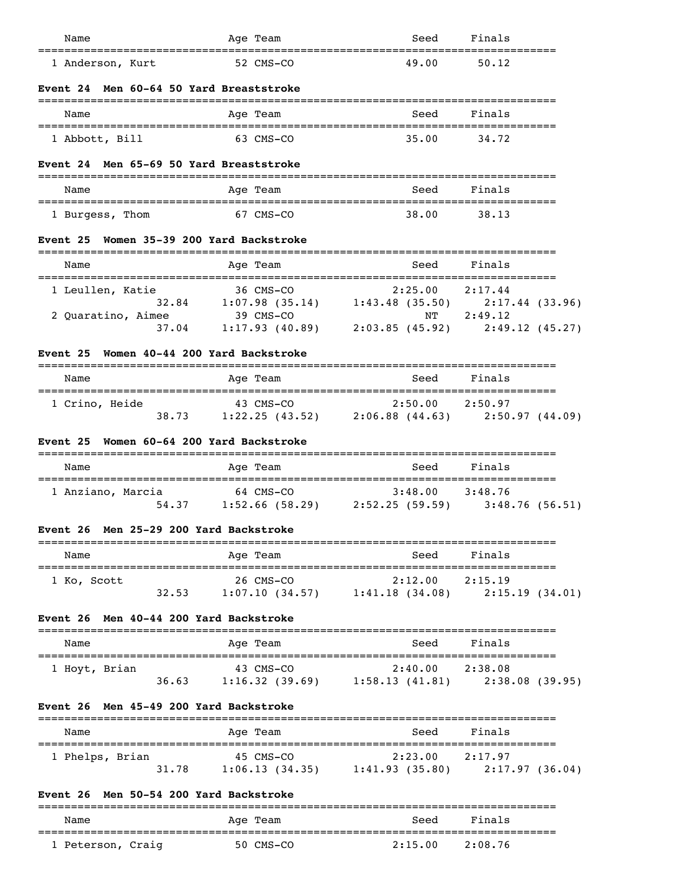| Name | Age | Team | Seed | Finals |
|---|---|---|---|---|
| 1 Anderson, Kurt | 52 | CMS-CO | 49.00 | 50.12 |

### Event 24 Men 60-64 50 Yard Breaststroke

| Name | Age | Team | Seed | Finals |
|---|---|---|---|---|
| 1 Abbott, Bill | 63 | CMS-CO | 35.00 | 34.72 |

### Event 24 Men 65-69 50 Yard Breaststroke

| Name | Age | Team | Seed | Finals |
|---|---|---|---|---|
| 1 Burgess, Thom | 67 | CMS-CO | 38.00 | 38.13 |

### Event 25 Women 35-39 200 Yard Backstroke

| Name | Age | Team | Seed | Finals |
|---|---|---|---|---|
| 1 Leullen, Katie | 36 | CMS-CO | 2:25.00 | 2:17.44 |
| 32.84 | 1:07.98 (35.14) | 1:43.48 (35.50) | 2:17.44 (33.96) | |
| 2 Quaratino, Aimee | 39 | CMS-CO | NT | 2:49.12 |
| 37.04 | 1:17.93 (40.89) | 2:03.85 (45.92) | 2:49.12 (45.27) | |

### Event 25 Women 40-44 200 Yard Backstroke

| Name | Age | Team | Seed | Finals |
|---|---|---|---|---|
| 1 Crino, Heide | 43 | CMS-CO | 2:50.00 | 2:50.97 |
| 38.73 | 1:22.25 (43.52) | 2:06.88 (44.63) | 2:50.97 (44.09) | |

### Event 25 Women 60-64 200 Yard Backstroke

| Name | Age | Team | Seed | Finals |
|---|---|---|---|---|
| 1 Anziano, Marcia | 64 | CMS-CO | 3:48.00 | 3:48.76 |
| 54.37 | 1:52.66 (58.29) | 2:52.25 (59.59) | 3:48.76 (56.51) | |

### Event 26 Men 25-29 200 Yard Backstroke

| Name | Age | Team | Seed | Finals |
|---|---|---|---|---|
| 1 Ko, Scott | 26 | CMS-CO | 2:12.00 | 2:15.19 |
| 32.53 | 1:07.10 (34.57) | 1:41.18 (34.08) | 2:15.19 (34.01) | |

### Event 26 Men 40-44 200 Yard Backstroke

| Name | Age | Team | Seed | Finals |
|---|---|---|---|---|
| 1 Hoyt, Brian | 43 | CMS-CO | 2:40.00 | 2:38.08 |
| 36.63 | 1:16.32 (39.69) | 1:58.13 (41.81) | 2:38.08 (39.95) | |

### Event 26 Men 45-49 200 Yard Backstroke

| Name | Age | Team | Seed | Finals |
|---|---|---|---|---|
| 1 Phelps, Brian | 45 | CMS-CO | 2:23.00 | 2:17.97 |
| 31.78 | 1:06.13 (34.35) | 1:41.93 (35.80) | 2:17.97 (36.04) | |

### Event 26 Men 50-54 200 Yard Backstroke

| Name | Age | Team | Seed | Finals |
|---|---|---|---|---|
| 1 Peterson, Craig | 50 | CMS-CO | 2:15.00 | 2:08.76 |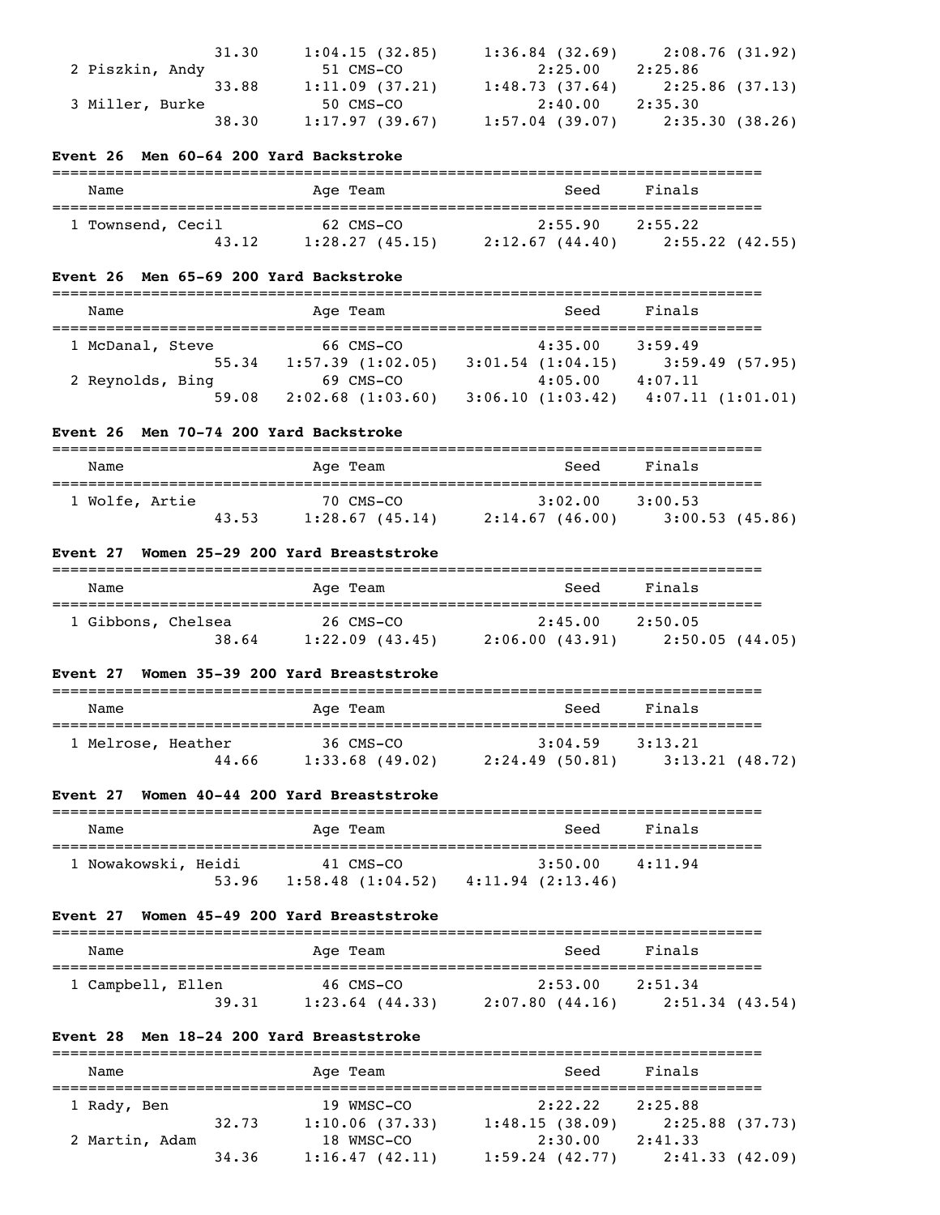| | | | | |
|---|---|---|---|---|
| | 31.30 | 1:04.15 (32.85) | 1:36.84 (32.69) | 2:08.76 (31.92) |
| 2 Piszkin, Andy | | 51 CMS-CO | 2:25.00 | 2:25.86 |
| | 33.88 | 1:11.09 (37.21) | 1:48.73 (37.64) | 2:25.86 (37.13) |
| 3 Miller, Burke | | 50 CMS-CO | 2:40.00 | 2:35.30 |
| | 38.30 | 1:17.97 (39.67) | 1:57.04 (39.07) | 2:35.30 (38.26) |

**Event 26 Men 60-64 200 Yard Backstroke**

| Name | | Age Team | Seed | Finals |
|---|---|---|---|---|
| 1 Townsend, Cecil | | 62 CMS-CO | 2:55.90 | 2:55.22 |
| | 43.12 | 1:28.27 (45.15) | 2:12.67 (44.40) | 2:55.22 (42.55) |

**Event 26 Men 65-69 200 Yard Backstroke**

| Name | | Age Team | Seed | Finals |
|---|---|---|---|---|
| 1 McDanal, Steve | | 66 CMS-CO | 4:35.00 | 3:59.49 |
| | 55.34 | 1:57.39 (1:02.05) | 3:01.54 (1:04.15) | 3:59.49 (57.95) |
| 2 Reynolds, Bing | | 69 CMS-CO | 4:05.00 | 4:07.11 |
| | 59.08 | 2:02.68 (1:03.60) | 3:06.10 (1:03.42) | 4:07.11 (1:01.01) |

**Event 26 Men 70-74 200 Yard Backstroke**

| Name | | Age Team | Seed | Finals |
|---|---|---|---|---|
| 1 Wolfe, Artie | | 70 CMS-CO | 3:02.00 | 3:00.53 |
| | 43.53 | 1:28.67 (45.14) | 2:14.67 (46.00) | 3:00.53 (45.86) |

**Event 27 Women 25-29 200 Yard Breaststroke**

| Name | | Age Team | Seed | Finals |
|---|---|---|---|---|
| 1 Gibbons, Chelsea | | 26 CMS-CO | 2:45.00 | 2:50.05 |
| | 38.64 | 1:22.09 (43.45) | 2:06.00 (43.91) | 2:50.05 (44.05) |

**Event 27 Women 35-39 200 Yard Breaststroke**

| Name | | Age Team | Seed | Finals |
|---|---|---|---|---|
| 1 Melrose, Heather | | 36 CMS-CO | 3:04.59 | 3:13.21 |
| | 44.66 | 1:33.68 (49.02) | 2:24.49 (50.81) | 3:13.21 (48.72) |

**Event 27 Women 40-44 200 Yard Breaststroke**

| Name | | Age Team | Seed | Finals |
|---|---|---|---|---|
| 1 Nowakowski, Heidi | | 41 CMS-CO | 3:50.00 | 4:11.94 |
| | 53.96 | 1:58.48 (1:04.52) | 4:11.94 (2:13.46) | |

**Event 27 Women 45-49 200 Yard Breaststroke**

| Name | | Age Team | Seed | Finals |
|---|---|---|---|---|
| 1 Campbell, Ellen | | 46 CMS-CO | 2:53.00 | 2:51.34 |
| | 39.31 | 1:23.64 (44.33) | 2:07.80 (44.16) | 2:51.34 (43.54) |

**Event 28 Men 18-24 200 Yard Breaststroke**

| Name | | Age Team | Seed | Finals |
|---|---|---|---|---|
| 1 Rady, Ben | | 19 WMSC-CO | 2:22.22 | 2:25.88 |
| | 32.73 | 1:10.06 (37.33) | 1:48.15 (38.09) | 2:25.88 (37.73) |
| 2 Martin, Adam | | 18 WMSC-CO | 2:30.00 | 2:41.33 |
| | 34.36 | 1:16.47 (42.11) | 1:59.24 (42.77) | 2:41.33 (42.09) |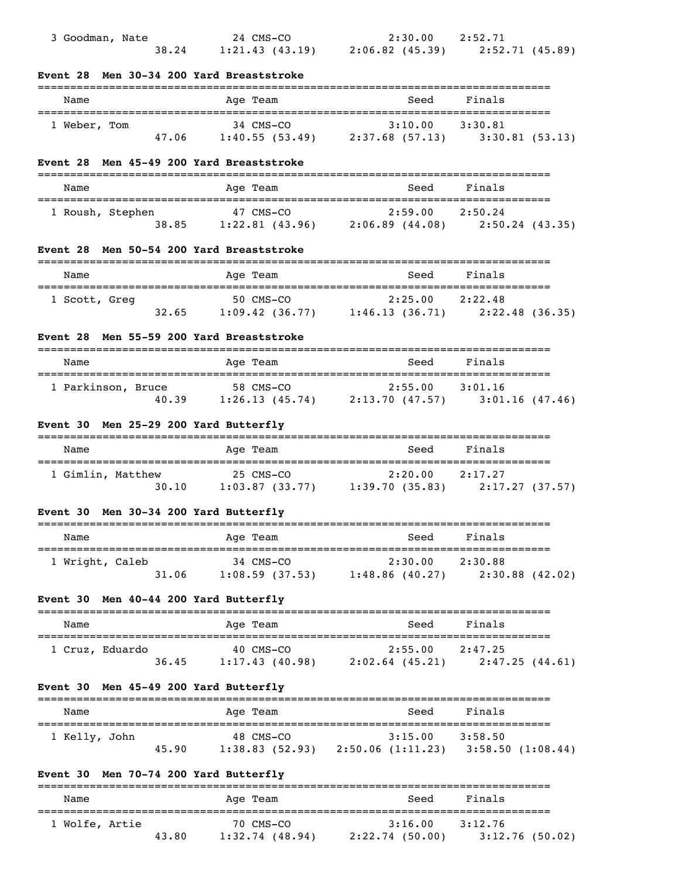| | | | | |
|---|---|---|---|---|
| 3 Goodman, Nate | 24 CMS-CO | | 2:30.00 | 2:52.71 |
| 38.24 | 1:21.43 (43.19) | 2:06.82 (45.39) | 2:52.71 (45.89) | |

### Event 28 Men 30-34 200 Yard Breaststroke

| Name | Age Team | | Seed | Finals |
|---|---|---|---|---|
| 1 Weber, Tom | 34 CMS-CO | | 3:10.00 | 3:30.81 |
| 47.06 | 1:40.55 (53.49) | 2:37.68 (57.13) | 3:30.81 (53.13) | |

### Event 28 Men 45-49 200 Yard Breaststroke

| Name | Age Team | | Seed | Finals |
|---|---|---|---|---|
| 1 Roush, Stephen | 47 CMS-CO | | 2:59.00 | 2:50.24 |
| 38.85 | 1:22.81 (43.96) | 2:06.89 (44.08) | 2:50.24 (43.35) | |

### Event 28 Men 50-54 200 Yard Breaststroke

| Name | Age Team | | Seed | Finals |
|---|---|---|---|---|
| 1 Scott, Greg | 50 CMS-CO | | 2:25.00 | 2:22.48 |
| 32.65 | 1:09.42 (36.77) | 1:46.13 (36.71) | 2:22.48 (36.35) | |

### Event 28 Men 55-59 200 Yard Breaststroke

| Name | Age Team | | Seed | Finals |
|---|---|---|---|---|
| 1 Parkinson, Bruce | 58 CMS-CO | | 2:55.00 | 3:01.16 |
| 40.39 | 1:26.13 (45.74) | 2:13.70 (47.57) | 3:01.16 (47.46) | |

### Event 30 Men 25-29 200 Yard Butterfly

| Name | Age Team | | Seed | Finals |
|---|---|---|---|---|
| 1 Gimlin, Matthew | 25 CMS-CO | | 2:20.00 | 2:17.27 |
| 30.10 | 1:03.87 (33.77) | 1:39.70 (35.83) | 2:17.27 (37.57) | |

### Event 30 Men 30-34 200 Yard Butterfly

| Name | Age Team | | Seed | Finals |
|---|---|---|---|---|
| 1 Wright, Caleb | 34 CMS-CO | | 2:30.00 | 2:30.88 |
| 31.06 | 1:08.59 (37.53) | 1:48.86 (40.27) | 2:30.88 (42.02) | |

### Event 30 Men 40-44 200 Yard Butterfly

| Name | Age Team | | Seed | Finals |
|---|---|---|---|---|
| 1 Cruz, Eduardo | 40 CMS-CO | | 2:55.00 | 2:47.25 |
| 36.45 | 1:17.43 (40.98) | 2:02.64 (45.21) | 2:47.25 (44.61) | |

### Event 30 Men 45-49 200 Yard Butterfly

| Name | Age Team | | Seed | Finals |
|---|---|---|---|---|
| 1 Kelly, John | 48 CMS-CO | | 3:15.00 | 3:58.50 |
| 45.90 | 1:38.83 (52.93) | 2:50.06 (1:11.23) | 3:58.50 (1:08.44) | |

### Event 30 Men 70-74 200 Yard Butterfly

| Name | Age Team | | Seed | Finals |
|---|---|---|---|---|
| 1 Wolfe, Artie | 70 CMS-CO | | 3:16.00 | 3:12.76 |
| 43.80 | 1:32.74 (48.94) | 2:22.74 (50.00) | 3:12.76 (50.02) | |